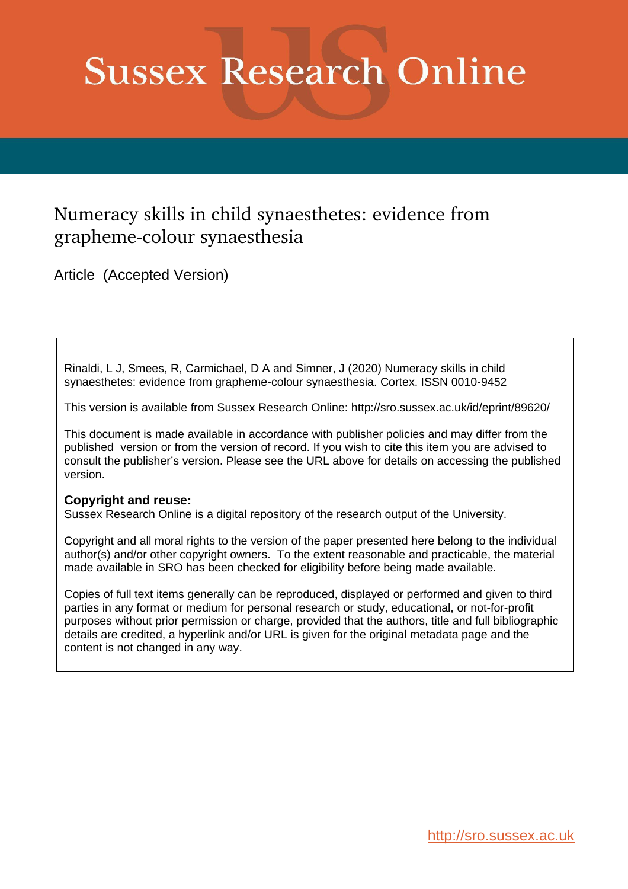# Sussex Research Online

## Numeracy skills in child synaesthetes: evidence from grapheme-colour synaesthesia

Article (Accepted Version)

Rinaldi, L J, Smees, R, Carmichael, D A and Simner, J (2020) Numeracy skills in child synaesthetes: evidence from grapheme-colour synaesthesia. Cortex. ISSN 0010-9452

This version is available from Sussex Research Online: http://sro.sussex.ac.uk/id/eprint/89620/

This document is made available in accordance with publisher policies and may differ from the published version or from the version of record. If you wish to cite this item you are advised to consult the publisher's version. Please see the URL above for details on accessing the published version.

**Copyright and reuse:**
Sussex Research Online is a digital repository of the research output of the University.

Copyright and all moral rights to the version of the paper presented here belong to the individual author(s) and/or other copyright owners. To the extent reasonable and practicable, the material made available in SRO has been checked for eligibility before being made available.

Copies of full text items generally can be reproduced, displayed or performed and given to third parties in any format or medium for personal research or study, educational, or not-for-profit purposes without prior permission or charge, provided that the authors, title and full bibliographic details are credited, a hyperlink and/or URL is given for the original metadata page and the content is not changed in any way.

http://sro.sussex.ac.uk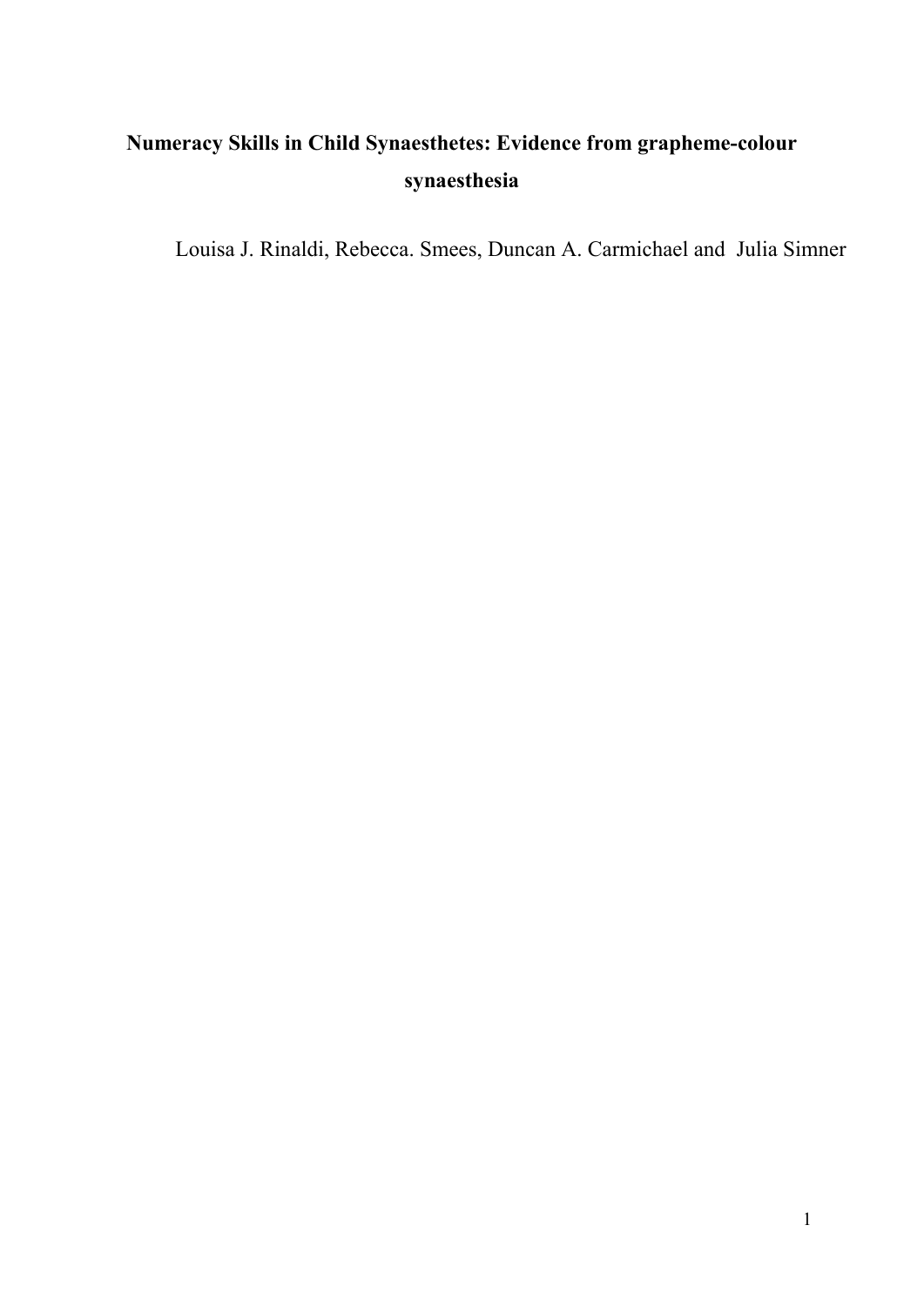**Numeracy Skills in Child Synaesthetes: Evidence from grapheme-colour synaesthesia**

Louisa J. Rinaldi, Rebecca. Smees, Duncan A. Carmichael and Julia Simner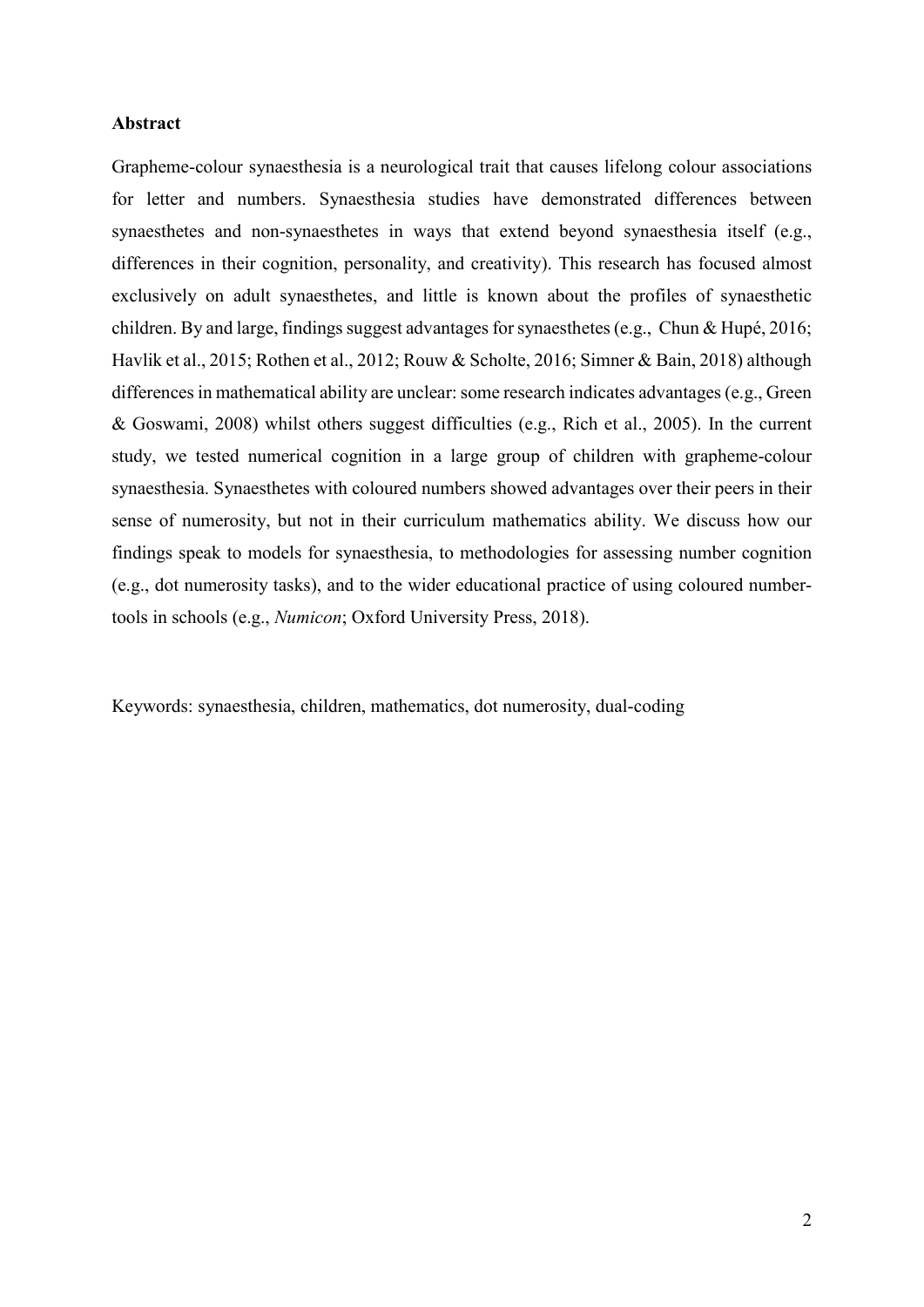**Abstract**

Grapheme-colour synaesthesia is a neurological trait that causes lifelong colour associations for letter and numbers. Synaesthesia studies have demonstrated differences between synaesthetes and non-synaesthetes in ways that extend beyond synaesthesia itself (e.g., differences in their cognition, personality, and creativity). This research has focused almost exclusively on adult synaesthetes, and little is known about the profiles of synaesthetic children. By and large, findings suggest advantages for synaesthetes (e.g., Chun & Hupé, 2016; Havlik et al., 2015; Rothen et al., 2012; Rouw & Scholte, 2016; Simner & Bain, 2018) although differences in mathematical ability are unclear: some research indicates advantages (e.g., Green & Goswami, 2008) whilst others suggest difficulties (e.g., Rich et al., 2005). In the current study, we tested numerical cognition in a large group of children with grapheme-colour synaesthesia. Synaesthetes with coloured numbers showed advantages over their peers in their sense of numerosity, but not in their curriculum mathematics ability. We discuss how our findings speak to models for synaesthesia, to methodologies for assessing number cognition (e.g., dot numerosity tasks), and to the wider educational practice of using coloured number-tools in schools (e.g., *Numicon*; Oxford University Press, 2018).

Keywords: synaesthesia, children, mathematics, dot numerosity, dual-coding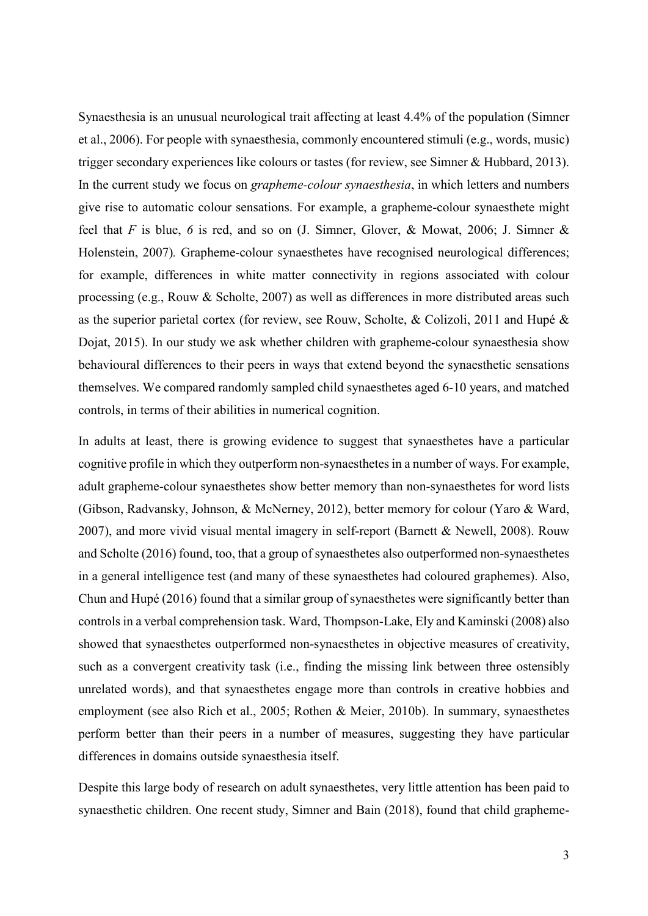Synaesthesia is an unusual neurological trait affecting at least 4.4% of the population (Simner et al., 2006). For people with synaesthesia, commonly encountered stimuli (e.g., words, music) trigger secondary experiences like colours or tastes (for review, see Simner & Hubbard, 2013). In the current study we focus on *grapheme-colour synaesthesia*, in which letters and numbers give rise to automatic colour sensations. For example, a grapheme-colour synaesthete might feel that *F* is blue, *6* is red, and so on (J. Simner, Glover, & Mowat, 2006; J. Simner & Holenstein, 2007)*.* Grapheme-colour synaesthetes have recognised neurological differences; for example, differences in white matter connectivity in regions associated with colour processing (e.g., Rouw & Scholte, 2007) as well as differences in more distributed areas such as the superior parietal cortex (for review, see Rouw, Scholte, & Colizoli, 2011 and Hupé & Dojat, 2015). In our study we ask whether children with grapheme-colour synaesthesia show behavioural differences to their peers in ways that extend beyond the synaesthetic sensations themselves. We compared randomly sampled child synaesthetes aged 6-10 years, and matched controls, in terms of their abilities in numerical cognition.

In adults at least, there is growing evidence to suggest that synaesthetes have a particular cognitive profile in which they outperform non-synaesthetes in a number of ways. For example, adult grapheme-colour synaesthetes show better memory than non-synaesthetes for word lists (Gibson, Radvansky, Johnson, & McNerney, 2012), better memory for colour (Yaro & Ward, 2007), and more vivid visual mental imagery in self-report (Barnett & Newell, 2008). Rouw and Scholte (2016) found, too, that a group of synaesthetes also outperformed non-synaesthetes in a general intelligence test (and many of these synaesthetes had coloured graphemes). Also, Chun and Hupé (2016) found that a similar group of synaesthetes were significantly better than controls in a verbal comprehension task. Ward, Thompson-Lake, Ely and Kaminski (2008) also showed that synaesthetes outperformed non-synaesthetes in objective measures of creativity, such as a convergent creativity task (i.e., finding the missing link between three ostensibly unrelated words), and that synaesthetes engage more than controls in creative hobbies and employment (see also Rich et al., 2005; Rothen & Meier, 2010b). In summary, synaesthetes perform better than their peers in a number of measures, suggesting they have particular differences in domains outside synaesthesia itself.

Despite this large body of research on adult synaesthetes, very little attention has been paid to synaesthetic children. One recent study, Simner and Bain (2018), found that child grapheme-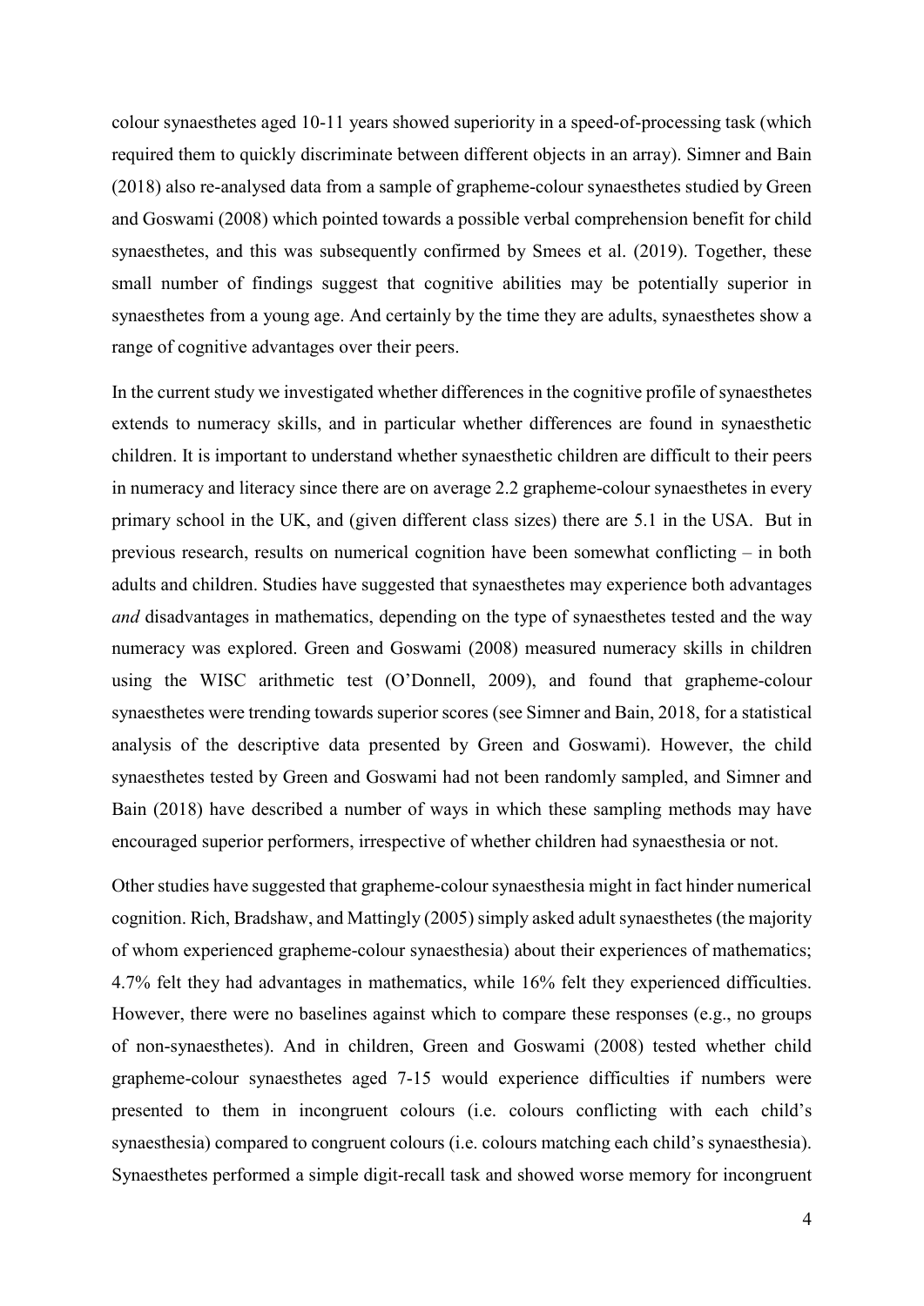colour synaesthetes aged 10-11 years showed superiority in a speed-of-processing task (which required them to quickly discriminate between different objects in an array). Simner and Bain (2018) also re-analysed data from a sample of grapheme-colour synaesthetes studied by Green and Goswami (2008) which pointed towards a possible verbal comprehension benefit for child synaesthetes, and this was subsequently confirmed by Smees et al. (2019). Together, these small number of findings suggest that cognitive abilities may be potentially superior in synaesthetes from a young age. And certainly by the time they are adults, synaesthetes show a range of cognitive advantages over their peers.

In the current study we investigated whether differences in the cognitive profile of synaesthetes extends to numeracy skills, and in particular whether differences are found in synaesthetic children. It is important to understand whether synaesthetic children are difficult to their peers in numeracy and literacy since there are on average 2.2 grapheme-colour synaesthetes in every primary school in the UK, and (given different class sizes) there are 5.1 in the USA. But in previous research, results on numerical cognition have been somewhat conflicting – in both adults and children. Studies have suggested that synaesthetes may experience both advantages *and* disadvantages in mathematics, depending on the type of synaesthetes tested and the way numeracy was explored. Green and Goswami (2008) measured numeracy skills in children using the WISC arithmetic test (O'Donnell, 2009), and found that grapheme-colour synaesthetes were trending towards superior scores (see Simner and Bain, 2018, for a statistical analysis of the descriptive data presented by Green and Goswami). However, the child synaesthetes tested by Green and Goswami had not been randomly sampled, and Simner and Bain (2018) have described a number of ways in which these sampling methods may have encouraged superior performers, irrespective of whether children had synaesthesia or not.

Other studies have suggested that grapheme-colour synaesthesia might in fact hinder numerical cognition. Rich, Bradshaw, and Mattingly (2005) simply asked adult synaesthetes (the majority of whom experienced grapheme-colour synaesthesia) about their experiences of mathematics; 4.7% felt they had advantages in mathematics, while 16% felt they experienced difficulties. However, there were no baselines against which to compare these responses (e.g., no groups of non-synaesthetes). And in children, Green and Goswami (2008) tested whether child grapheme-colour synaesthetes aged 7-15 would experience difficulties if numbers were presented to them in incongruent colours (i.e. colours conflicting with each child's synaesthesia) compared to congruent colours (i.e. colours matching each child's synaesthesia). Synaesthetes performed a simple digit-recall task and showed worse memory for incongruent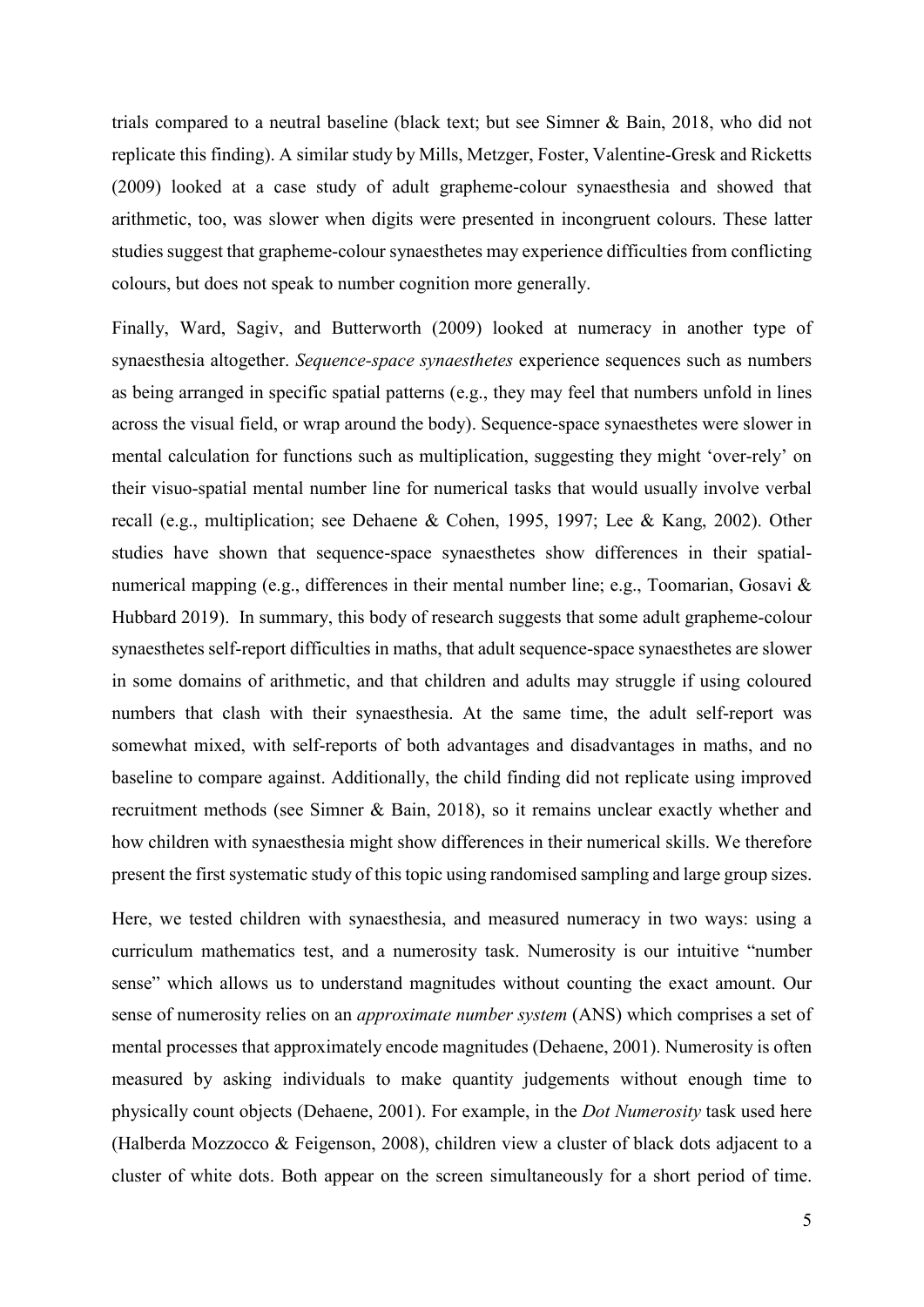trials compared to a neutral baseline (black text; but see Simner & Bain, 2018, who did not replicate this finding). A similar study by Mills, Metzger, Foster, Valentine-Gresk and Ricketts (2009) looked at a case study of adult grapheme-colour synaesthesia and showed that arithmetic, too, was slower when digits were presented in incongruent colours. These latter studies suggest that grapheme-colour synaesthetes may experience difficulties from conflicting colours, but does not speak to number cognition more generally.

Finally, Ward, Sagiv, and Butterworth (2009) looked at numeracy in another type of synaesthesia altogether. *Sequence-space synaesthetes* experience sequences such as numbers as being arranged in specific spatial patterns (e.g., they may feel that numbers unfold in lines across the visual field, or wrap around the body). Sequence-space synaesthetes were slower in mental calculation for functions such as multiplication, suggesting they might 'over-rely' on their visuo-spatial mental number line for numerical tasks that would usually involve verbal recall (e.g., multiplication; see Dehaene & Cohen, 1995, 1997; Lee & Kang, 2002). Other studies have shown that sequence-space synaesthetes show differences in their spatial-numerical mapping (e.g., differences in their mental number line; e.g., Toomarian, Gosavi & Hubbard 2019). In summary, this body of research suggests that some adult grapheme-colour synaesthetes self-report difficulties in maths, that adult sequence-space synaesthetes are slower in some domains of arithmetic, and that children and adults may struggle if using coloured numbers that clash with their synaesthesia. At the same time, the adult self-report was somewhat mixed, with self-reports of both advantages and disadvantages in maths, and no baseline to compare against. Additionally, the child finding did not replicate using improved recruitment methods (see Simner & Bain, 2018), so it remains unclear exactly whether and how children with synaesthesia might show differences in their numerical skills. We therefore present the first systematic study of this topic using randomised sampling and large group sizes.

Here, we tested children with synaesthesia, and measured numeracy in two ways: using a curriculum mathematics test, and a numerosity task. Numerosity is our intuitive "number sense" which allows us to understand magnitudes without counting the exact amount. Our sense of numerosity relies on an *approximate number system* (ANS) which comprises a set of mental processes that approximately encode magnitudes (Dehaene, 2001). Numerosity is often measured by asking individuals to make quantity judgements without enough time to physically count objects (Dehaene, 2001). For example, in the *Dot Numerosity* task used here (Halberda Mozzocco & Feigenson, 2008), children view a cluster of black dots adjacent to a cluster of white dots. Both appear on the screen simultaneously for a short period of time.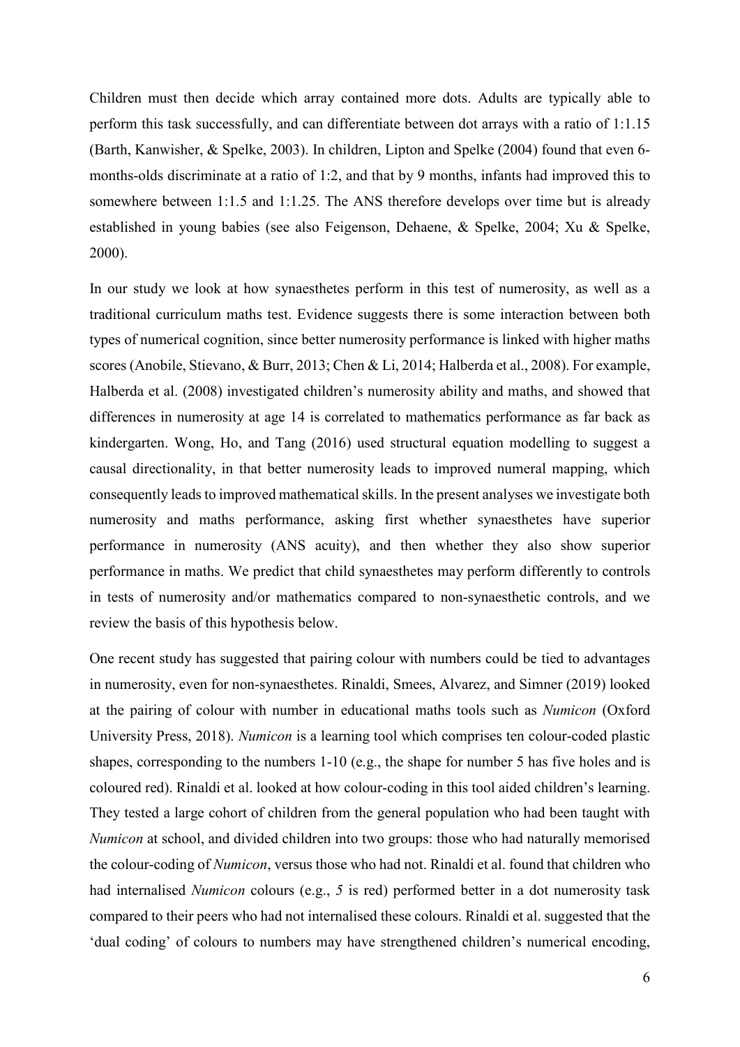Children must then decide which array contained more dots. Adults are typically able to perform this task successfully, and can differentiate between dot arrays with a ratio of 1:1.15 (Barth, Kanwisher, & Spelke, 2003). In children, Lipton and Spelke (2004) found that even 6-months-olds discriminate at a ratio of 1:2, and that by 9 months, infants had improved this to somewhere between 1:1.5 and 1:1.25. The ANS therefore develops over time but is already established in young babies (see also Feigenson, Dehaene, & Spelke, 2004; Xu & Spelke, 2000).

In our study we look at how synaesthetes perform in this test of numerosity, as well as a traditional curriculum maths test. Evidence suggests there is some interaction between both types of numerical cognition, since better numerosity performance is linked with higher maths scores (Anobile, Stievano, & Burr, 2013; Chen & Li, 2014; Halberda et al., 2008). For example, Halberda et al. (2008) investigated children's numerosity ability and maths, and showed that differences in numerosity at age 14 is correlated to mathematics performance as far back as kindergarten. Wong, Ho, and Tang (2016) used structural equation modelling to suggest a causal directionality, in that better numerosity leads to improved numeral mapping, which consequently leads to improved mathematical skills. In the present analyses we investigate both numerosity and maths performance, asking first whether synaesthetes have superior performance in numerosity (ANS acuity), and then whether they also show superior performance in maths. We predict that child synaesthetes may perform differently to controls in tests of numerosity and/or mathematics compared to non-synaesthetic controls, and we review the basis of this hypothesis below.

One recent study has suggested that pairing colour with numbers could be tied to advantages in numerosity, even for non-synaesthetes. Rinaldi, Smees, Alvarez, and Simner (2019) looked at the pairing of colour with number in educational maths tools such as *Numicon* (Oxford University Press, 2018). *Numicon* is a learning tool which comprises ten colour-coded plastic shapes, corresponding to the numbers 1-10 (e.g., the shape for number 5 has five holes and is coloured red). Rinaldi et al. looked at how colour-coding in this tool aided children's learning. They tested a large cohort of children from the general population who had been taught with *Numicon* at school, and divided children into two groups: those who had naturally memorised the colour-coding of *Numicon*, versus those who had not. Rinaldi et al. found that children who had internalised *Numicon* colours (e.g., *5* is red) performed better in a dot numerosity task compared to their peers who had not internalised these colours. Rinaldi et al. suggested that the 'dual coding' of colours to numbers may have strengthened children's numerical encoding,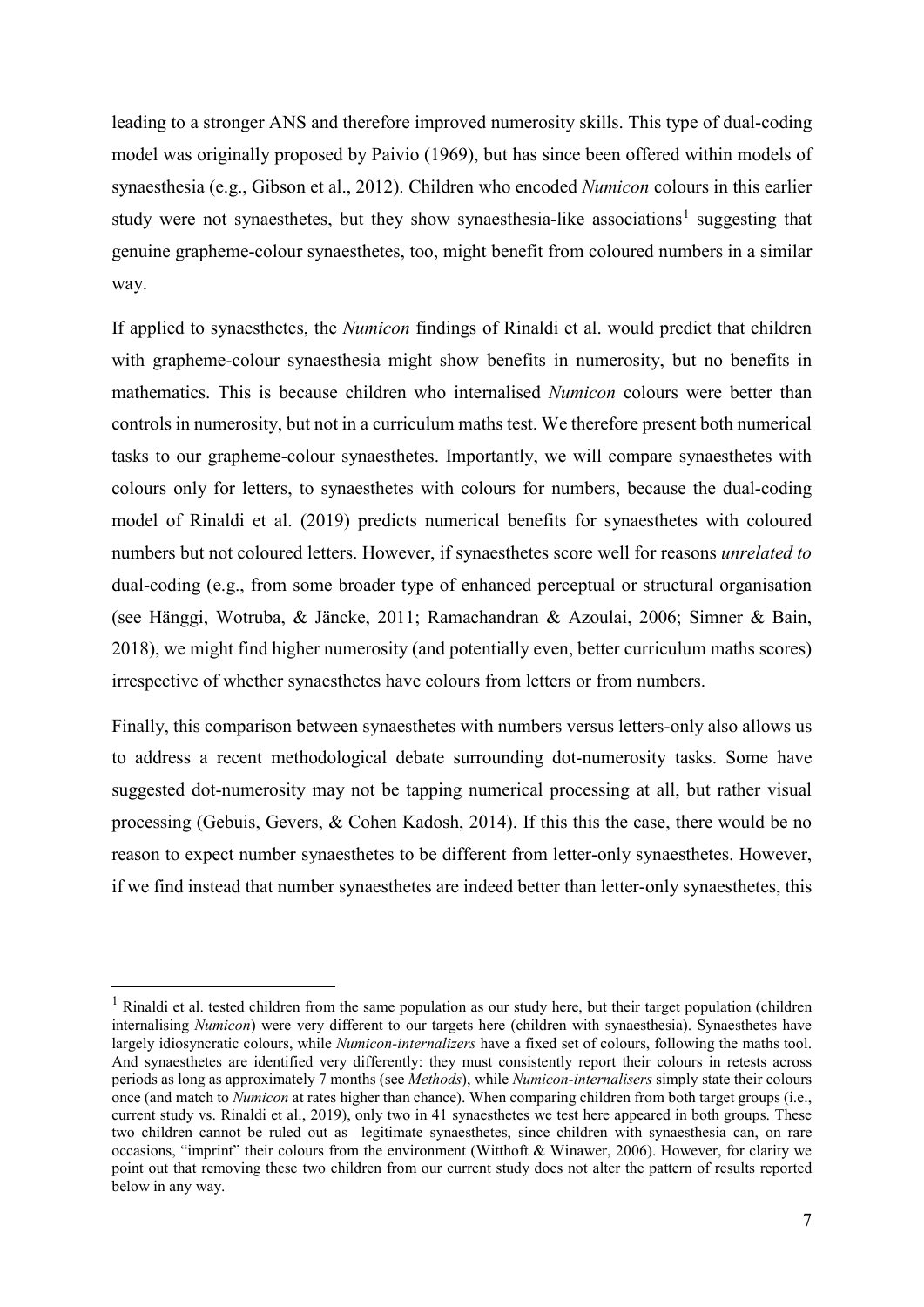leading to a stronger ANS and therefore improved numerosity skills. This type of dual-coding model was originally proposed by Paivio (1969), but has since been offered within models of synaesthesia (e.g., Gibson et al., 2012). Children who encoded *Numicon* colours in this earlier study were not synaesthetes, but they show synaesthesia-like associations[1] suggesting that genuine grapheme-colour synaesthetes, too, might benefit from coloured numbers in a similar way.

If applied to synaesthetes, the *Numicon* findings of Rinaldi et al. would predict that children with grapheme-colour synaesthesia might show benefits in numerosity, but no benefits in mathematics. This is because children who internalised *Numicon* colours were better than controls in numerosity, but not in a curriculum maths test. We therefore present both numerical tasks to our grapheme-colour synaesthetes. Importantly, we will compare synaesthetes with colours only for letters, to synaesthetes with colours for numbers, because the dual-coding model of Rinaldi et al. (2019) predicts numerical benefits for synaesthetes with coloured numbers but not coloured letters. However, if synaesthetes score well for reasons *unrelated to* dual-coding (e.g., from some broader type of enhanced perceptual or structural organisation (see Hänggi, Wotruba, & Jäncke, 2011; Ramachandran & Azoulai, 2006; Simner & Bain, 2018), we might find higher numerosity (and potentially even, better curriculum maths scores) irrespective of whether synaesthetes have colours from letters or from numbers.

Finally, this comparison between synaesthetes with numbers versus letters-only also allows us to address a recent methodological debate surrounding dot-numerosity tasks. Some have suggested dot-numerosity may not be tapping numerical processing at all, but rather visual processing (Gebuis, Gevers, & Cohen Kadosh, 2014). If this this the case, there would be no reason to expect number synaesthetes to be different from letter-only synaesthetes. However, if we find instead that number synaesthetes are indeed better than letter-only synaesthetes, this

---

[1] Rinaldi et al. tested children from the same population as our study here, but their target population (children internalising *Numicon*) were very different to our targets here (children with synaesthesia). Synaesthetes have largely idiosyncratic colours, while *Numicon-internalizers* have a fixed set of colours, following the maths tool. And synaesthetes are identified very differently: they must consistently report their colours in retests across periods as long as approximately 7 months (see *Methods*), while *Numicon-internalisers* simply state their colours once (and match to *Numicon* at rates higher than chance). When comparing children from both target groups (i.e., current study vs. Rinaldi et al., 2019), only two in 41 synaesthetes we test here appeared in both groups. These two children cannot be ruled out as legitimate synaesthetes, since children with synaesthesia can, on rare occasions, "imprint" their colours from the environment (Witthoft & Winawer, 2006). However, for clarity we point out that removing these two children from our current study does not alter the pattern of results reported below in any way.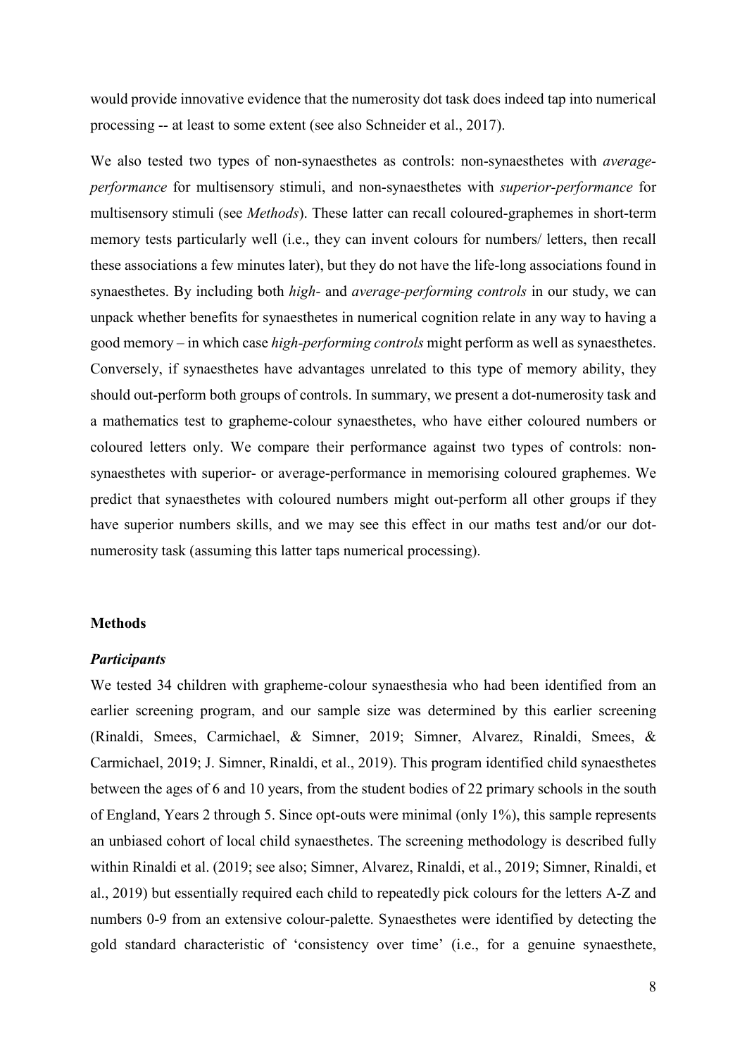would provide innovative evidence that the numerosity dot task does indeed tap into numerical processing -- at least to some extent (see also Schneider et al., 2017).

We also tested two types of non-synaesthetes as controls: non-synaesthetes with *average-performance* for multisensory stimuli, and non-synaesthetes with *superior-performance* for multisensory stimuli (see *Methods*). These latter can recall coloured-graphemes in short-term memory tests particularly well (i.e., they can invent colours for numbers/ letters, then recall these associations a few minutes later), but they do not have the life-long associations found in synaesthetes. By including both *high-* and *average-performing controls* in our study, we can unpack whether benefits for synaesthetes in numerical cognition relate in any way to having a good memory – in which case *high-performing controls* might perform as well as synaesthetes. Conversely, if synaesthetes have advantages unrelated to this type of memory ability, they should out-perform both groups of controls. In summary, we present a dot-numerosity task and a mathematics test to grapheme-colour synaesthetes, who have either coloured numbers or coloured letters only. We compare their performance against two types of controls: non-synaesthetes with superior- or average-performance in memorising coloured graphemes. We predict that synaesthetes with coloured numbers might out-perform all other groups if they have superior numbers skills, and we may see this effect in our maths test and/or our dot-numerosity task (assuming this latter taps numerical processing).

## Methods

### *Participants*

We tested 34 children with grapheme-colour synaesthesia who had been identified from an earlier screening program, and our sample size was determined by this earlier screening (Rinaldi, Smees, Carmichael, & Simner, 2019; Simner, Alvarez, Rinaldi, Smees, & Carmichael, 2019; J. Simner, Rinaldi, et al., 2019). This program identified child synaesthetes between the ages of 6 and 10 years, from the student bodies of 22 primary schools in the south of England, Years 2 through 5. Since opt-outs were minimal (only 1%), this sample represents an unbiased cohort of local child synaesthetes. The screening methodology is described fully within Rinaldi et al. (2019; see also; Simner, Alvarez, Rinaldi, et al., 2019; Simner, Rinaldi, et al., 2019) but essentially required each child to repeatedly pick colours for the letters A-Z and numbers 0-9 from an extensive colour-palette. Synaesthetes were identified by detecting the gold standard characteristic of 'consistency over time' (i.e., for a genuine synaesthete,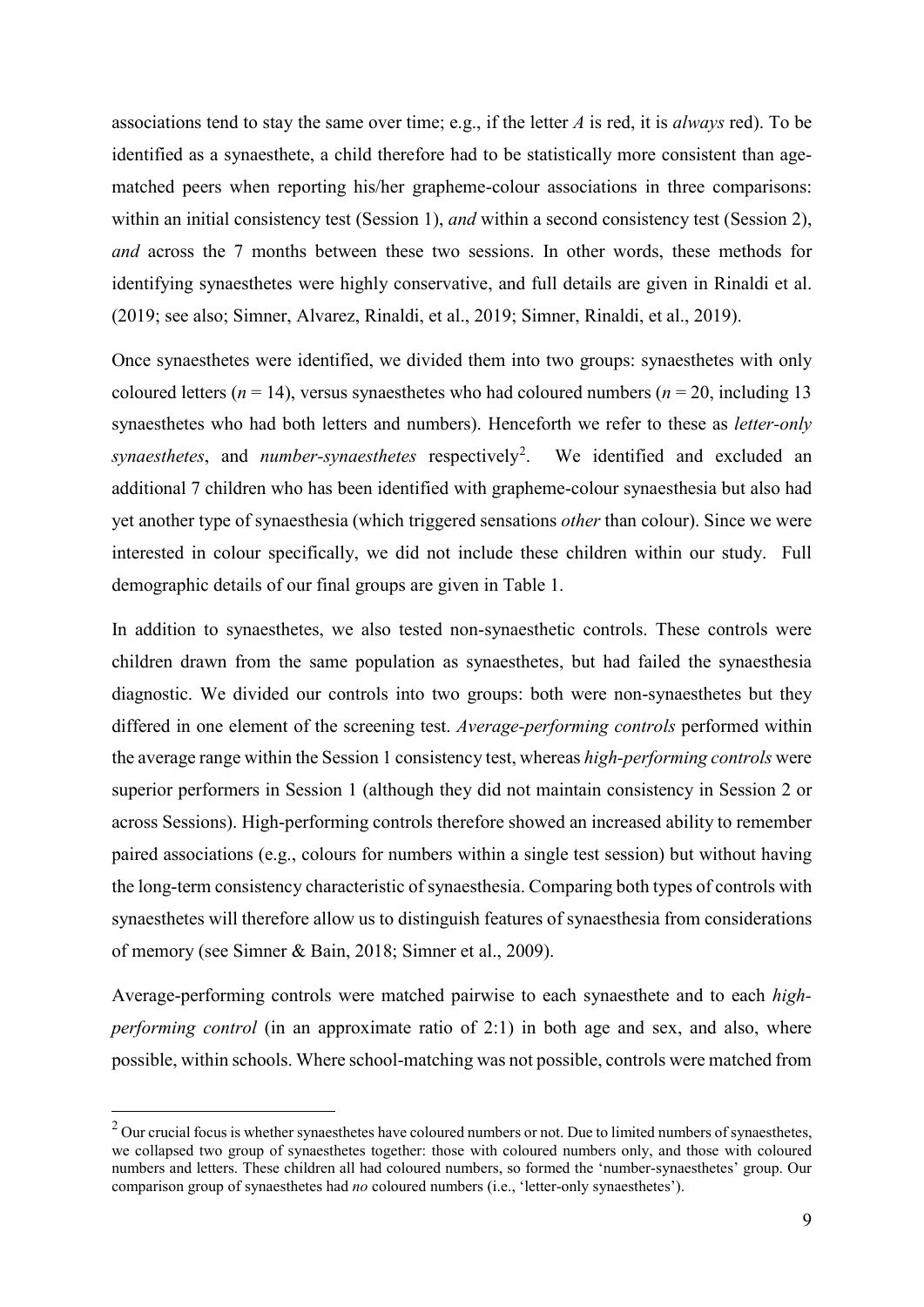associations tend to stay the same over time; e.g., if the letter *A* is red, it is *always* red). To be identified as a synaesthete, a child therefore had to be statistically more consistent than age-matched peers when reporting his/her grapheme-colour associations in three comparisons: within an initial consistency test (Session 1), *and* within a second consistency test (Session 2), *and* across the 7 months between these two sessions. In other words, these methods for identifying synaesthetes were highly conservative, and full details are given in Rinaldi et al. (2019; see also; Simner, Alvarez, Rinaldi, et al., 2019; Simner, Rinaldi, et al., 2019).

Once synaesthetes were identified, we divided them into two groups: synaesthetes with only coloured letters ($n$ = 14), versus synaesthetes who had coloured numbers ($n$ = 20, including 13 synaesthetes who had both letters and numbers). Henceforth we refer to these as *letter-only synaesthetes*, and *number-synaesthetes* respectively[2]. We identified and excluded an additional 7 children who has been identified with grapheme-colour synaesthesia but also had yet another type of synaesthesia (which triggered sensations *other* than colour). Since we were interested in colour specifically, we did not include these children within our study. Full demographic details of our final groups are given in Table 1.

In addition to synaesthetes, we also tested non-synaesthetic controls. These controls were children drawn from the same population as synaesthetes, but had failed the synaesthesia diagnostic. We divided our controls into two groups: both were non-synaesthetes but they differed in one element of the screening test. *Average-performing controls* performed within the average range within the Session 1 consistency test, whereas *high-performing controls* were superior performers in Session 1 (although they did not maintain consistency in Session 2 or across Sessions). High-performing controls therefore showed an increased ability to remember paired associations (e.g., colours for numbers within a single test session) but without having the long-term consistency characteristic of synaesthesia. Comparing both types of controls with synaesthetes will therefore allow us to distinguish features of synaesthesia from considerations of memory (see Simner & Bain, 2018; Simner et al., 2009).

Average-performing controls were matched pairwise to each synaesthete and to each *high-performing control* (in an approximate ratio of 2:1) in both age and sex, and also, where possible, within schools. Where school-matching was not possible, controls were matched from

---

[2] Our crucial focus is whether synaesthetes have coloured numbers or not. Due to limited numbers of synaesthetes, we collapsed two group of synaesthetes together: those with coloured numbers only, and those with coloured numbers and letters. These children all had coloured numbers, so formed the 'number-synaesthetes' group. Our comparison group of synaesthetes had *no* coloured numbers (i.e., 'letter-only synaesthetes').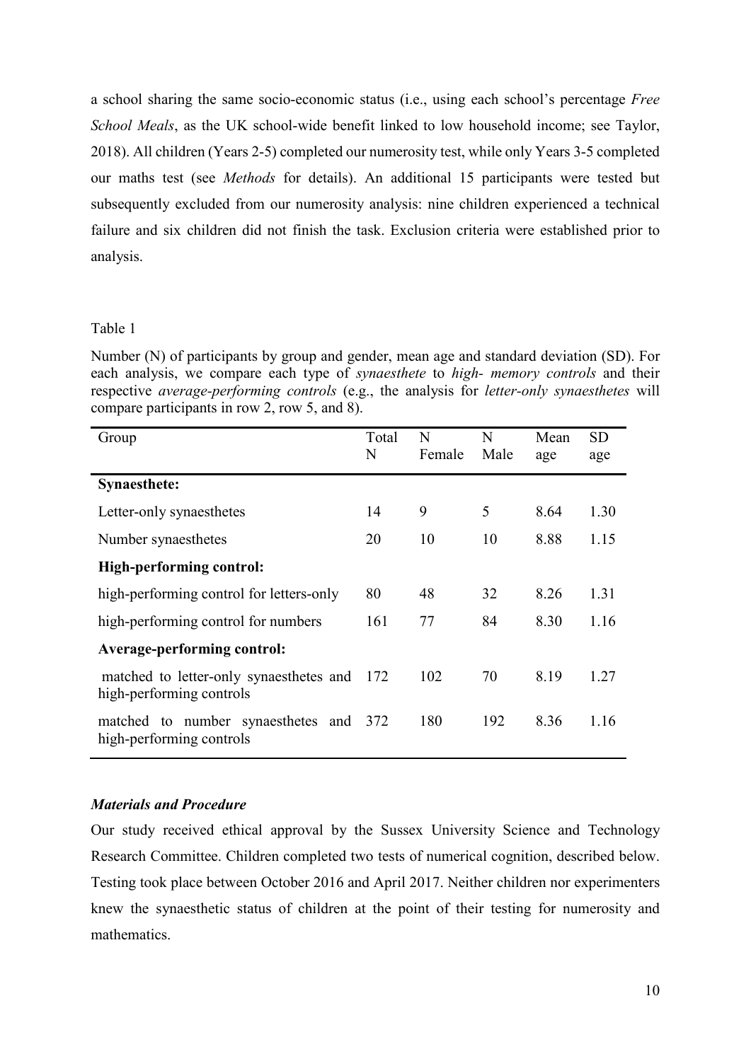a school sharing the same socio-economic status (i.e., using each school's percentage *Free School Meals*, as the UK school-wide benefit linked to low household income; see Taylor, 2018). All children (Years 2-5) completed our numerosity test, while only Years 3-5 completed our maths test (see *Methods* for details). An additional 15 participants were tested but subsequently excluded from our numerosity analysis: nine children experienced a technical failure and six children did not finish the task. Exclusion criteria were established prior to analysis.

Table 1

Number (N) of participants by group and gender, mean age and standard deviation (SD). For each analysis, we compare each type of *synaesthete* to *high- memory controls* and their respective *average-performing controls* (e.g., the analysis for *letter-only synaesthetes* will compare participants in row 2, row 5, and 8).

| Group | Total N | N Female | N Male | Mean age | SD age |
|---|---|---|---|---|---|
| **Synaesthete:** | | | | | |
| Letter-only synaesthetes | 14 | 9 | 5 | 8.64 | 1.30 |
| Number synaesthetes | 20 | 10 | 10 | 8.88 | 1.15 |
| **High-performing control:** | | | | | |
| high-performing control for letters-only | 80 | 48 | 32 | 8.26 | 1.31 |
| high-performing control for numbers | 161 | 77 | 84 | 8.30 | 1.16 |
| **Average-performing control:** | | | | | |
| matched to letter-only synaesthetes and high-performing controls | 172 | 102 | 70 | 8.19 | 1.27 |
| matched to number synaesthetes and high-performing controls | 372 | 180 | 192 | 8.36 | 1.16 |

### *Materials and Procedure*

Our study received ethical approval by the Sussex University Science and Technology Research Committee. Children completed two tests of numerical cognition, described below. Testing took place between October 2016 and April 2017. Neither children nor experimenters knew the synaesthetic status of children at the point of their testing for numerosity and mathematics.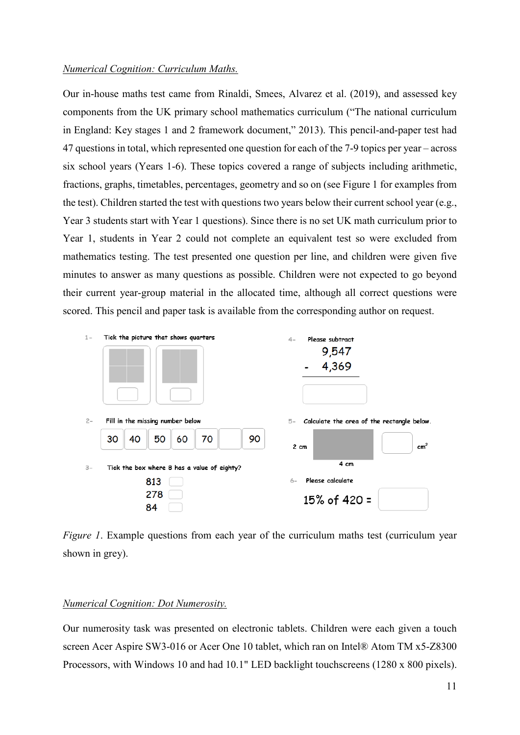*Numerical Cognition: Curriculum Maths.*

Our in-house maths test came from Rinaldi, Smees, Alvarez et al. (2019), and assessed key components from the UK primary school mathematics curriculum ("The national curriculum in England: Key stages 1 and 2 framework document," 2013). This pencil-and-paper test had 47 questions in total, which represented one question for each of the 7-9 topics per year – across six school years (Years 1-6). These topics covered a range of subjects including arithmetic, fractions, graphs, timetables, percentages, geometry and so on (see Figure 1 for examples from the test). Children started the test with questions two years below their current school year (e.g., Year 3 students start with Year 1 questions). Since there is no set UK math curriculum prior to Year 1, students in Year 2 could not complete an equivalent test so were excluded from mathematics testing. The test presented one question per line, and children were given five minutes to answer as many questions as possible. Children were not expected to go beyond their current year-group material in the allocated time, although all correct questions were scored. This pencil and paper task is available from the corresponding author on request.

1- Tick the picture that shows quarters

2- Fill in the missing number below

30 | 40 | 50 | 60 | 70 | | 90

3- Tick the box where 8 has a value of eighty?

813
278
84

4- Please subtract

9,547
\- 4,369

5- Calculate the area of the rectangle below.

2 cm, 4 cm, cm$^2$

6- Please calculate

15% of 420 =

*Figure 1*. Example questions from each year of the curriculum maths test (curriculum year shown in grey).

*Numerical Cognition: Dot Numerosity.*

Our numerosity task was presented on electronic tablets. Children were each given a touch screen Acer Aspire SW3-016 or Acer One 10 tablet, which ran on Intel® Atom TM x5-Z8300 Processors, with Windows 10 and had 10.1" LED backlight touchscreens (1280 x 800 pixels).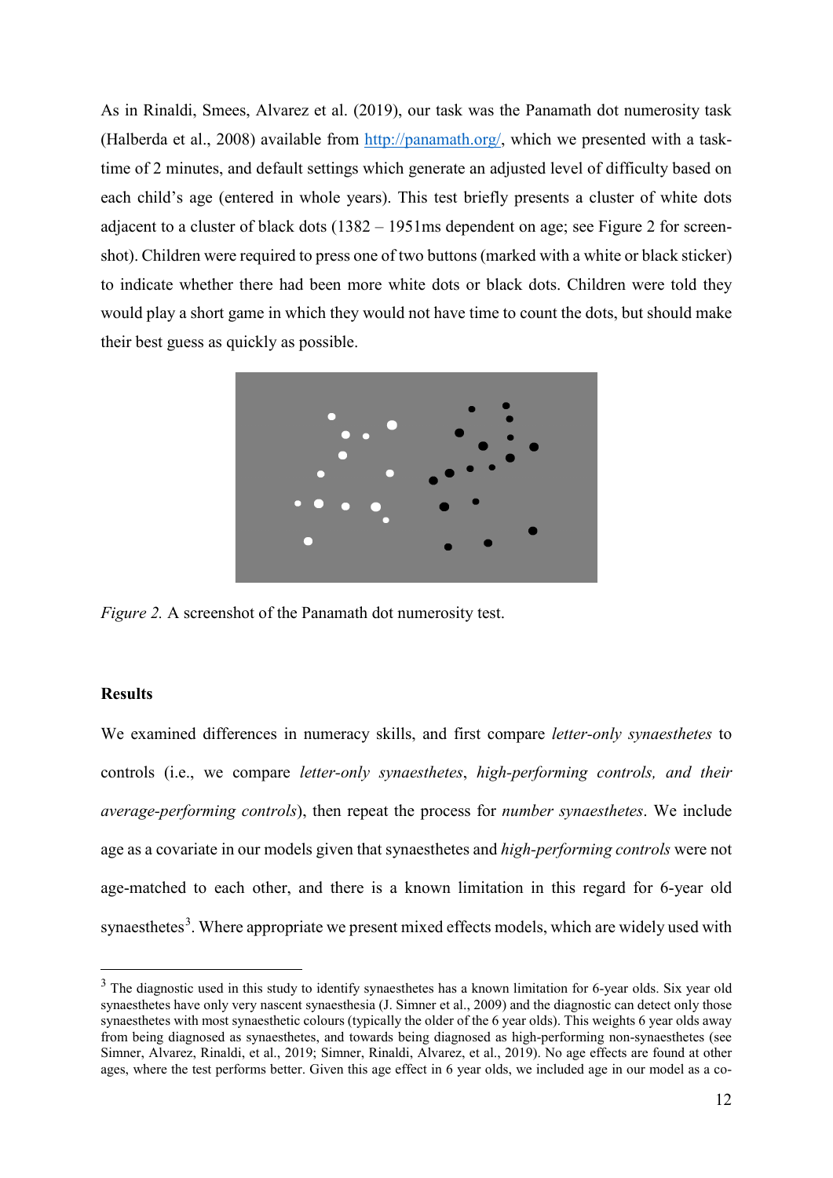As in Rinaldi, Smees, Alvarez et al. (2019), our task was the Panamath dot numerosity task (Halberda et al., 2008) available from http://panamath.org/, which we presented with a task-time of 2 minutes, and default settings which generate an adjusted level of difficulty based on each child's age (entered in whole years). This test briefly presents a cluster of white dots adjacent to a cluster of black dots (1382 – 1951ms dependent on age; see Figure 2 for screen-shot). Children were required to press one of two buttons (marked with a white or black sticker) to indicate whether there had been more white dots or black dots. Children were told they would play a short game in which they would not have time to count the dots, but should make their best guess as quickly as possible.

*Figure 2.* A screenshot of the Panamath dot numerosity test.

## Results

We examined differences in numeracy skills, and first compare *letter-only synaesthetes* to controls (i.e., we compare *letter-only synaesthetes*, *high-performing controls, and their average-performing controls*), then repeat the process for *number synaesthetes*. We include age as a covariate in our models given that synaesthetes and *high-performing controls* were not age-matched to each other, and there is a known limitation in this regard for 6-year old synaesthetes[3]. Where appropriate we present mixed effects models, which are widely used with

[3] The diagnostic used in this study to identify synaesthetes has a known limitation for 6-year olds. Six year old synaesthetes have only very nascent synaesthesia (J. Simner et al., 2009) and the diagnostic can detect only those synaesthetes with most synaesthetic colours (typically the older of the 6 year olds). This weights 6 year olds away from being diagnosed as synaesthetes, and towards being diagnosed as high-performing non-synaesthetes (see Simner, Alvarez, Rinaldi, et al., 2019; Simner, Rinaldi, Alvarez, et al., 2019). No age effects are found at other ages, where the test performs better. Given this age effect in 6 year olds, we included age in our model as a co-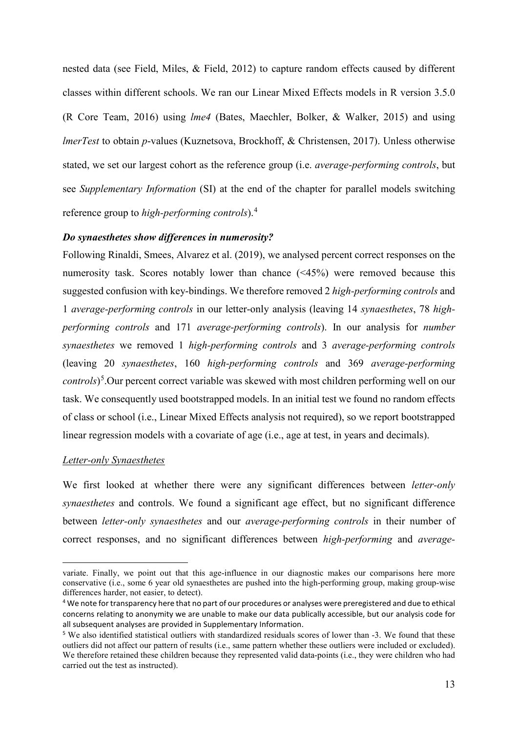nested data (see Field, Miles, & Field, 2012) to capture random effects caused by different classes within different schools. We ran our Linear Mixed Effects models in R version 3.5.0 (R Core Team, 2016) using *lme4* (Bates, Maechler, Bolker, & Walker, 2015) and using *lmerTest* to obtain *p*-values (Kuznetsova, Brockhoff, & Christensen, 2017). Unless otherwise stated, we set our largest cohort as the reference group (i.e. *average-performing controls*, but see *Supplementary Information* (SI) at the end of the chapter for parallel models switching reference group to *high-performing controls*).[4]

***Do synaesthetes show differences in numerosity?***

Following Rinaldi, Smees, Alvarez et al. (2019), we analysed percent correct responses on the numerosity task. Scores notably lower than chance (<45%) were removed because this suggested confusion with key-bindings. We therefore removed 2 *high-performing controls* and 1 *average-performing controls* in our letter-only analysis (leaving 14 *synaesthetes*, 78 *high-performing controls* and 171 *average-performing controls*). In our analysis for *number synaesthetes* we removed 1 *high-performing controls* and 3 *average-performing controls* (leaving 20 *synaesthetes*, 160 *high-performing controls* and 369 *average-performing controls*)[5].Our percent correct variable was skewed with most children performing well on our task. We consequently used bootstrapped models. In an initial test we found no random effects of class or school (i.e., Linear Mixed Effects analysis not required), so we report bootstrapped linear regression models with a covariate of age (i.e., age at test, in years and decimals).

<u>*Letter-only Synaesthetes*</u>

We first looked at whether there were any significant differences between *letter-only synaesthetes* and controls. We found a significant age effect, but no significant difference between *letter-only synaesthetes* and our *average-performing controls* in their number of correct responses, and no significant differences between *high-performing* and *average-*

---

variate. Finally, we point out that this age-influence in our diagnostic makes our comparisons here more conservative (i.e., some 6 year old synaesthetes are pushed into the high-performing group, making group-wise differences harder, not easier, to detect).

[4] We note for transparency here that no part of our procedures or analyses were preregistered and due to ethical concerns relating to anonymity we are unable to make our data publically accessible, but our analysis code for all subsequent analyses are provided in Supplementary Information.

[5] We also identified statistical outliers with standardized residuals scores of lower than -3. We found that these outliers did not affect our pattern of results (i.e., same pattern whether these outliers were included or excluded). We therefore retained these children because they represented valid data-points (i.e., they were children who had carried out the test as instructed).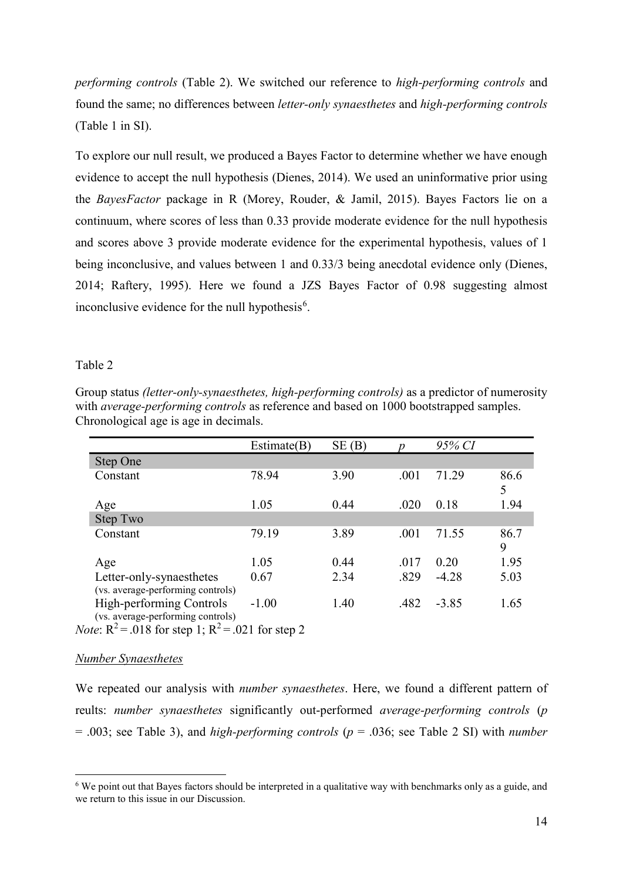*performing controls* (Table 2). We switched our reference to *high-performing controls* and found the same; no differences between *letter-only synaesthetes* and *high-performing controls* (Table 1 in SI).

To explore our null result, we produced a Bayes Factor to determine whether we have enough evidence to accept the null hypothesis (Dienes, 2014). We used an uninformative prior using the *BayesFactor* package in R (Morey, Rouder, & Jamil, 2015). Bayes Factors lie on a continuum, where scores of less than 0.33 provide moderate evidence for the null hypothesis and scores above 3 provide moderate evidence for the experimental hypothesis, values of 1 being inconclusive, and values between 1 and 0.33/3 being anecdotal evidence only (Dienes, 2014; Raftery, 1995). Here we found a JZS Bayes Factor of 0.98 suggesting almost inconclusive evidence for the null hypothesis[6].

Table 2

Group status *(letter-only-synaesthetes, high-performing controls)* as a predictor of numerosity with *average-performing controls* as reference and based on 1000 bootstrapped samples. Chronological age is age in decimals.

| | Estimate(B) | SE (B) | *p* | *95% CI* | |
|---|---|---|---|---|---|
| **Step One** | | | | | |
| Constant | 78.94 | 3.90 | .001 | 71.29 | 86.65 |
| Age | 1.05 | 0.44 | .020 | 0.18 | 1.94 |
| **Step Two** | | | | | |
| Constant | 79.19 | 3.89 | .001 | 71.55 | 86.79 |
| Age | 1.05 | 0.44 | .017 | 0.20 | 1.95 |
| Letter-only-synaesthetes (vs. average-performing controls) | 0.67 | 2.34 | .829 | -4.28 | 5.03 |
| High-performing Controls (vs. average-performing controls) | -1.00 | 1.40 | .482 | -3.85 | 1.65 |

*Note*: $R^2 = .018$ for step 1; $R^2 = .021$ for step 2

<u>*Number Synaesthetes*</u>

We repeated our analysis with *number synaesthetes*. Here, we found a different pattern of reults: *number synaesthetes* significantly out-performed *average-performing controls* ($p = .003$; see Table 3), and *high-performing controls* ($p = .036$; see Table 2 SI) with *number*

[6] We point out that Bayes factors should be interpreted in a qualitative way with benchmarks only as a guide, and we return to this issue in our Discussion.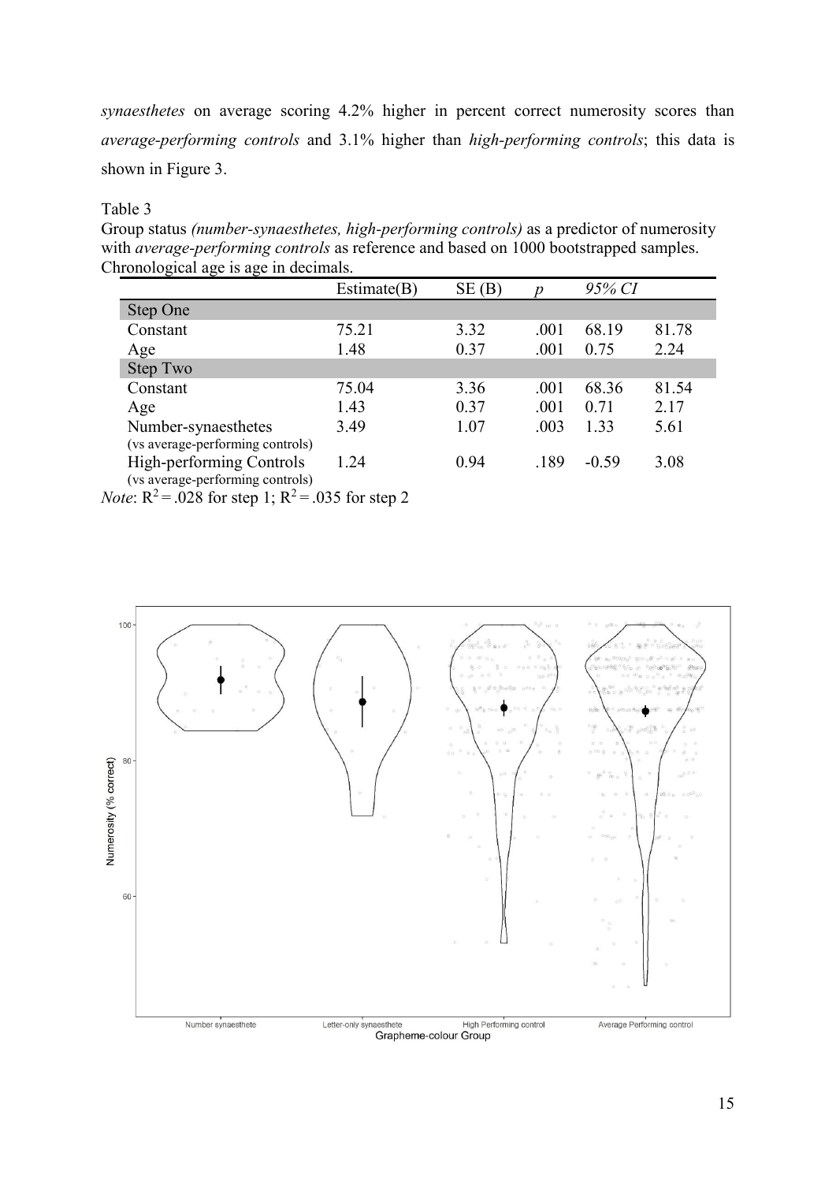*synaesthetes* on average scoring 4.2% higher in percent correct numerosity scores than *average-performing controls* and 3.1% higher than *high-performing controls*; this data is shown in Figure 3.

Table 3

Group status *(number-synaesthetes, high-performing controls)* as a predictor of numerosity with *average-performing controls* as reference and based on 1000 bootstrapped samples. Chronological age is age in decimals.

| | Estimate(B) | SE (B) | *p* | *95% CI* | |
|---|---|---|---|---|---|
| **Step One** | | | | | |
| Constant | 75.21 | 3.32 | .001 | 68.19 | 81.78 |
| Age | 1.48 | 0.37 | .001 | 0.75 | 2.24 |
| **Step Two** | | | | | |
| Constant | 75.04 | 3.36 | .001 | 68.36 | 81.54 |
| Age | 1.43 | 0.37 | .001 | 0.71 | 2.17 |
| Number-synaesthetes (vs average-performing controls) | 3.49 | 1.07 | .003 | 1.33 | 5.61 |
| High-performing Controls (vs average-performing controls) | 1.24 | 0.94 | .189 | -0.59 | 3.08 |

*Note*: $R^2 = .028$ for step 1; $R^2 = .035$ for step 2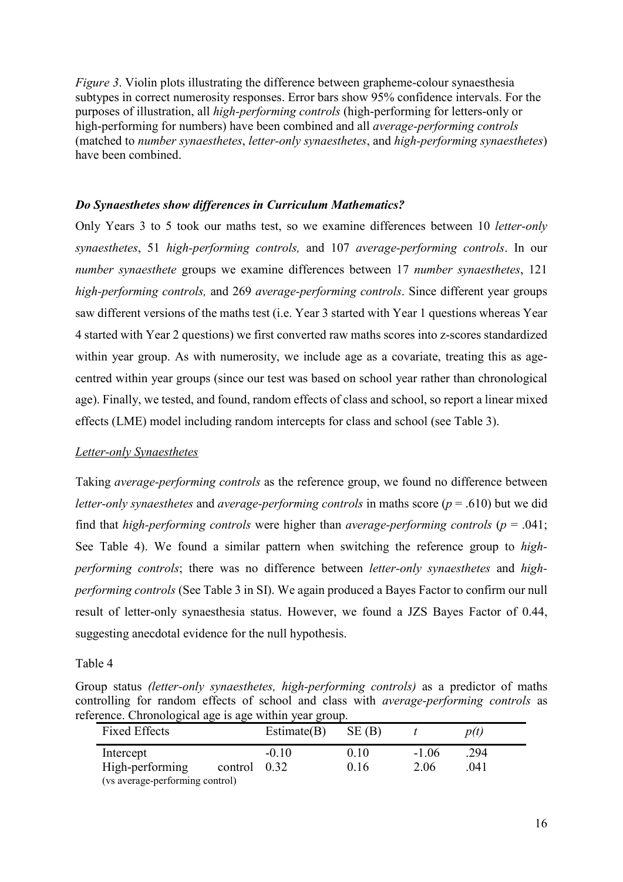*Figure 3*. Violin plots illustrating the difference between grapheme-colour synaesthesia subtypes in correct numerosity responses. Error bars show 95% confidence intervals. For the purposes of illustration, all *high-performing controls* (high-performing for letters-only or high-performing for numbers) have been combined and all *average-performing controls* (matched to *number synaesthetes*, *letter-only synaesthetes*, and *high-performing synaesthetes*) have been combined.

### *Do Synaesthetes show differences in Curriculum Mathematics?*

Only Years 3 to 5 took our maths test, so we examine differences between 10 *letter-only synaesthetes*, 51 *high-performing controls,* and 107 *average-performing controls*. In our *number synaesthete* groups we examine differences between 17 *number synaesthetes*, 121 *high-performing controls,* and 269 *average-performing controls*. Since different year groups saw different versions of the maths test (i.e. Year 3 started with Year 1 questions whereas Year 4 started with Year 2 questions) we first converted raw maths scores into z-scores standardized within year group. As with numerosity, we include age as a covariate, treating this as age-centred within year groups (since our test was based on school year rather than chronological age). Finally, we tested, and found, random effects of class and school, so report a linear mixed effects (LME) model including random intercepts for class and school (see Table 3).

#### Letter-only Synaesthetes

Taking *average-performing controls* as the reference group, we found no difference between *letter-only synaesthetes* and *average-performing controls* in maths score ($p$ = .610) but we did find that *high-performing controls* were higher than *average-performing controls* ($p$ = .041; See Table 4). We found a similar pattern when switching the reference group to *high-performing controls*; there was no difference between *letter-only synaesthetes* and *high-performing controls* (See Table 3 in SI). We again produced a Bayes Factor to confirm our null result of letter-only synaesthesia status. However, we found a JZS Bayes Factor of 0.44, suggesting anecdotal evidence for the null hypothesis.

Table 4

Group status *(letter-only synaesthetes, high-performing controls)* as a predictor of maths controlling for random effects of school and class with *average-performing controls* as reference. Chronological age is age within year group.

| Fixed Effects | Estimate(B) | SE (B) | $t$ | $p(t)$ |
|---|---|---|---|---|
| Intercept | -0.10 | 0.10 | -1.06 | .294 |
| High-performing control (vs average-performing control) | 0.32 | 0.16 | 2.06 | .041 |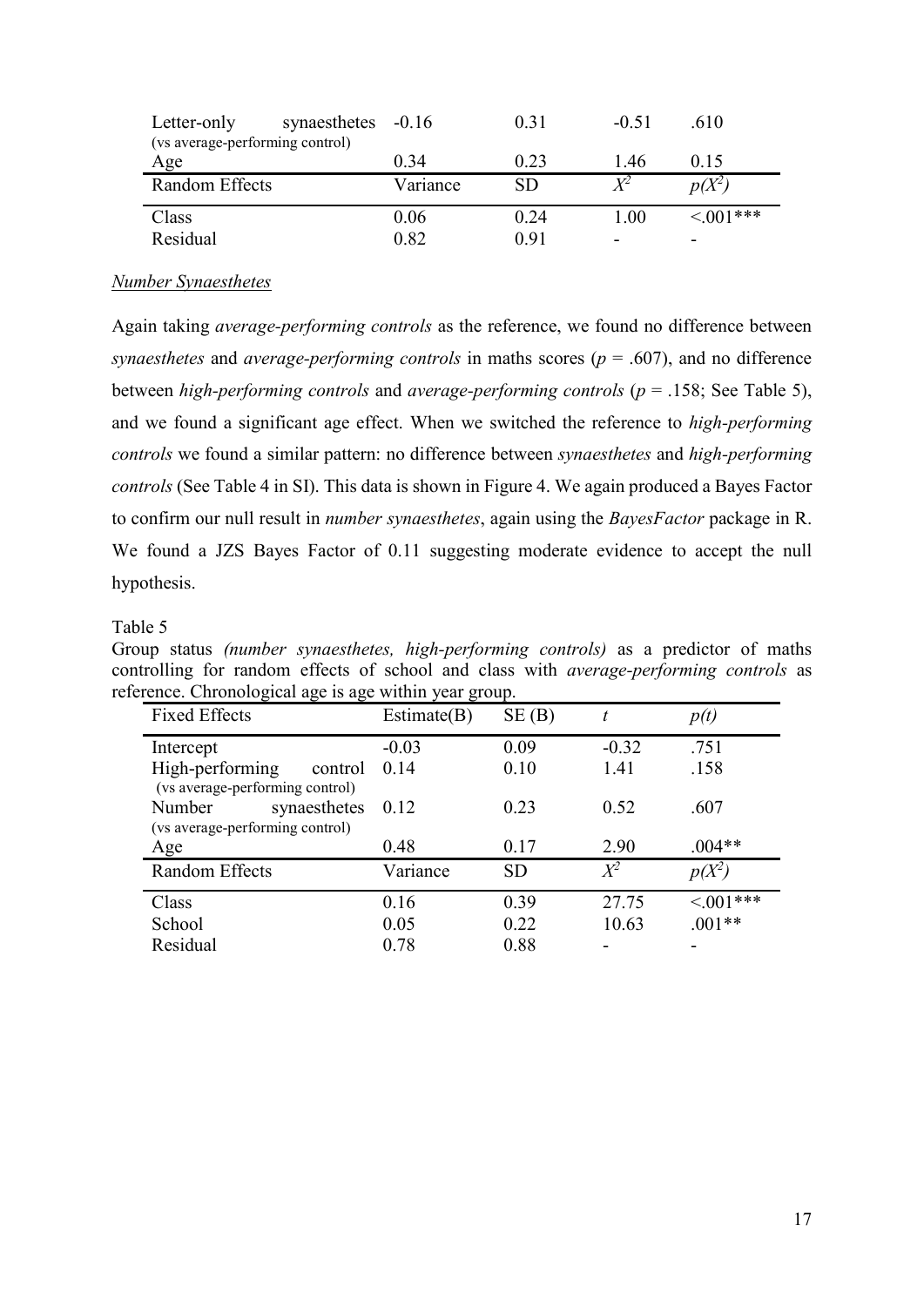| Letter-only synaesthetes (vs average-performing control) | -0.16 | 0.31 | -0.51 | .610 |
|---|---|---|---|---|
| Age | 0.34 | 0.23 | 1.46 | 0.15 |
| Random Effects | Variance | SD | $X^2$ | $p(X^2)$ |
| Class | 0.06 | 0.24 | 1.00 | <.001*** |
| Residual | 0.82 | 0.91 | - | - |

*Number Synaesthetes*

Again taking *average-performing controls* as the reference, we found no difference between *synaesthetes* and *average-performing controls* in maths scores ($p$ = .607), and no difference between *high-performing controls* and *average-performing controls* ($p$ = .158; See Table 5), and we found a significant age effect. When we switched the reference to *high-performing controls* we found a similar pattern: no difference between *synaesthetes* and *high-performing controls* (See Table 4 in SI). This data is shown in Figure 4. We again produced a Bayes Factor to confirm our null result in *number synaesthetes*, again using the *BayesFactor* package in R. We found a JZS Bayes Factor of 0.11 suggesting moderate evidence to accept the null hypothesis.

Table 5

Group status *(number synaesthetes, high-performing controls)* as a predictor of maths controlling for random effects of school and class with *average-performing controls* as reference. Chronological age is age within year group.

| Fixed Effects | Estimate(B) | SE (B) | $t$ | $p(t)$ |
|---|---|---|---|---|
| Intercept | -0.03 | 0.09 | -0.32 | .751 |
| High-performing control (vs average-performing control) | 0.14 | 0.10 | 1.41 | .158 |
| Number synaesthetes (vs average-performing control) | 0.12 | 0.23 | 0.52 | .607 |
| Age | 0.48 | 0.17 | 2.90 | .004** |
| Random Effects | Variance | SD | $X^2$ | $p(X^2)$ |
| Class | 0.16 | 0.39 | 27.75 | <.001*** |
| School | 0.05 | 0.22 | 10.63 | .001** |
| Residual | 0.78 | 0.88 | - | - |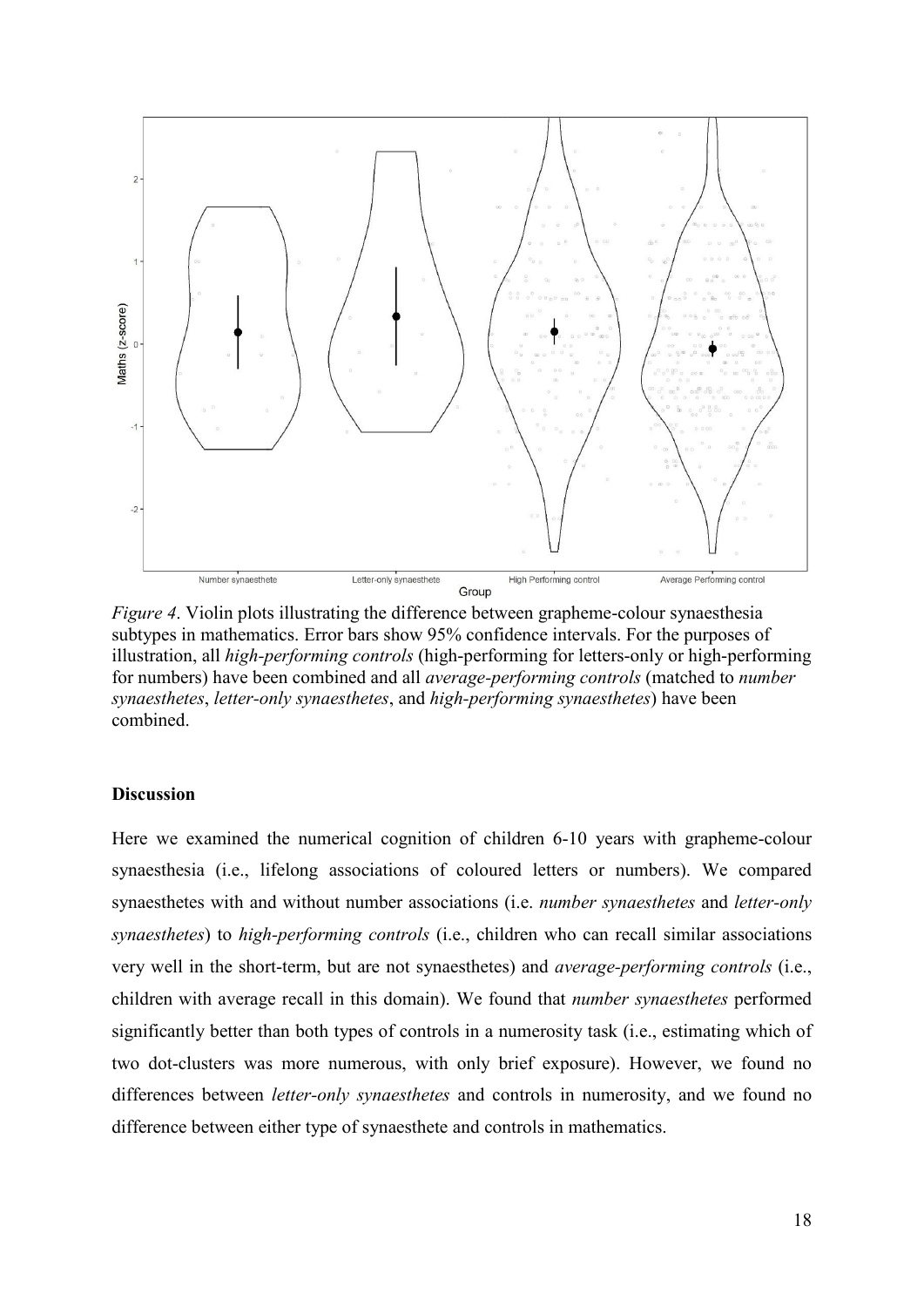*Figure 4*. Violin plots illustrating the difference between grapheme-colour synaesthesia subtypes in mathematics. Error bars show 95% confidence intervals. For the purposes of illustration, all *high-performing controls* (high-performing for letters-only or high-performing for numbers) have been combined and all *average-performing controls* (matched to *number synaesthetes*, *letter-only synaesthetes*, and *high-performing synaesthetes*) have been combined.

## Discussion

Here we examined the numerical cognition of children 6-10 years with grapheme-colour synaesthesia (i.e., lifelong associations of coloured letters or numbers). We compared synaesthetes with and without number associations (i.e. *number synaesthetes* and *letter-only synaesthetes*) to *high-performing controls* (i.e., children who can recall similar associations very well in the short-term, but are not synaesthetes) and *average-performing controls* (i.e., children with average recall in this domain). We found that *number synaesthetes* performed significantly better than both types of controls in a numerosity task (i.e., estimating which of two dot-clusters was more numerous, with only brief exposure). However, we found no differences between *letter-only synaesthetes* and controls in numerosity, and we found no difference between either type of synaesthete and controls in mathematics.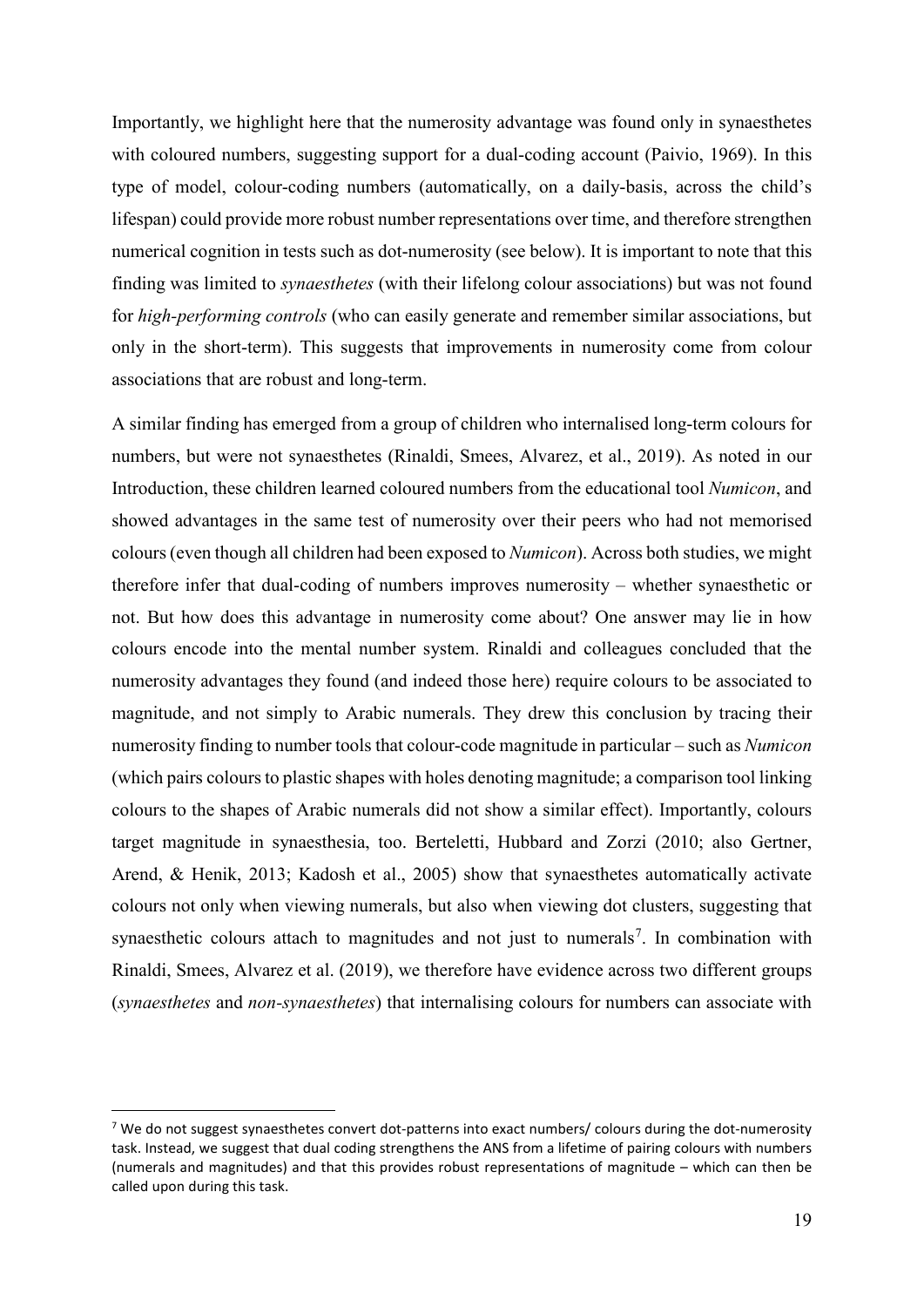Importantly, we highlight here that the numerosity advantage was found only in synaesthetes with coloured numbers, suggesting support for a dual-coding account (Paivio, 1969). In this type of model, colour-coding numbers (automatically, on a daily-basis, across the child's lifespan) could provide more robust number representations over time, and therefore strengthen numerical cognition in tests such as dot-numerosity (see below). It is important to note that this finding was limited to *synaesthetes* (with their lifelong colour associations) but was not found for *high-performing controls* (who can easily generate and remember similar associations, but only in the short-term). This suggests that improvements in numerosity come from colour associations that are robust and long-term.

A similar finding has emerged from a group of children who internalised long-term colours for numbers, but were not synaesthetes (Rinaldi, Smees, Alvarez, et al., 2019). As noted in our Introduction, these children learned coloured numbers from the educational tool *Numicon*, and showed advantages in the same test of numerosity over their peers who had not memorised colours (even though all children had been exposed to *Numicon*). Across both studies, we might therefore infer that dual-coding of numbers improves numerosity – whether synaesthetic or not. But how does this advantage in numerosity come about? One answer may lie in how colours encode into the mental number system. Rinaldi and colleagues concluded that the numerosity advantages they found (and indeed those here) require colours to be associated to magnitude, and not simply to Arabic numerals. They drew this conclusion by tracing their numerosity finding to number tools that colour-code magnitude in particular – such as *Numicon* (which pairs colours to plastic shapes with holes denoting magnitude; a comparison tool linking colours to the shapes of Arabic numerals did not show a similar effect). Importantly, colours target magnitude in synaesthesia, too. Berteletti, Hubbard and Zorzi (2010; also Gertner, Arend, & Henik, 2013; Kadosh et al., 2005) show that synaesthetes automatically activate colours not only when viewing numerals, but also when viewing dot clusters, suggesting that synaesthetic colours attach to magnitudes and not just to numerals[7]. In combination with Rinaldi, Smees, Alvarez et al. (2019), we therefore have evidence across two different groups (*synaesthetes* and *non-synaesthetes*) that internalising colours for numbers can associate with

[7] We do not suggest synaesthetes convert dot-patterns into exact numbers/ colours during the dot-numerosity task. Instead, we suggest that dual coding strengthens the ANS from a lifetime of pairing colours with numbers (numerals and magnitudes) and that this provides robust representations of magnitude – which can then be called upon during this task.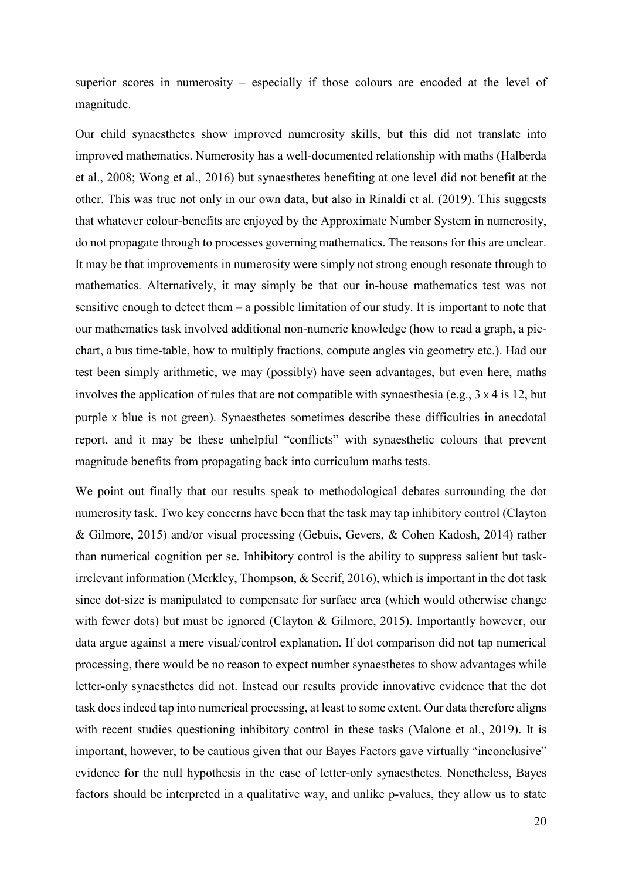superior scores in numerosity – especially if those colours are encoded at the level of magnitude.

Our child synaesthetes show improved numerosity skills, but this did not translate into improved mathematics. Numerosity has a well-documented relationship with maths (Halberda et al., 2008; Wong et al., 2016) but synaesthetes benefiting at one level did not benefit at the other. This was true not only in our own data, but also in Rinaldi et al. (2019). This suggests that whatever colour-benefits are enjoyed by the Approximate Number System in numerosity, do not propagate through to processes governing mathematics. The reasons for this are unclear. It may be that improvements in numerosity were simply not strong enough resonate through to mathematics. Alternatively, it may simply be that our in-house mathematics test was not sensitive enough to detect them – a possible limitation of our study. It is important to note that our mathematics task involved additional non-numeric knowledge (how to read a graph, a pie-chart, a bus time-table, how to multiply fractions, compute angles via geometry etc.). Had our test been simply arithmetic, we may (possibly) have seen advantages, but even here, maths involves the application of rules that are not compatible with synaesthesia (e.g., 3 x 4 is 12, but purple x blue is not green). Synaesthetes sometimes describe these difficulties in anecdotal report, and it may be these unhelpful "conflicts" with synaesthetic colours that prevent magnitude benefits from propagating back into curriculum maths tests.

We point out finally that our results speak to methodological debates surrounding the dot numerosity task. Two key concerns have been that the task may tap inhibitory control (Clayton & Gilmore, 2015) and/or visual processing (Gebuis, Gevers, & Cohen Kadosh, 2014) rather than numerical cognition per se. Inhibitory control is the ability to suppress salient but task-irrelevant information (Merkley, Thompson, & Scerif, 2016), which is important in the dot task since dot-size is manipulated to compensate for surface area (which would otherwise change with fewer dots) but must be ignored (Clayton & Gilmore, 2015). Importantly however, our data argue against a mere visual/control explanation. If dot comparison did not tap numerical processing, there would be no reason to expect number synaesthetes to show advantages while letter-only synaesthetes did not. Instead our results provide innovative evidence that the dot task does indeed tap into numerical processing, at least to some extent. Our data therefore aligns with recent studies questioning inhibitory control in these tasks (Malone et al., 2019). It is important, however, to be cautious given that our Bayes Factors gave virtually "inconclusive" evidence for the null hypothesis in the case of letter-only synaesthetes. Nonetheless, Bayes factors should be interpreted in a qualitative way, and unlike p-values, they allow us to state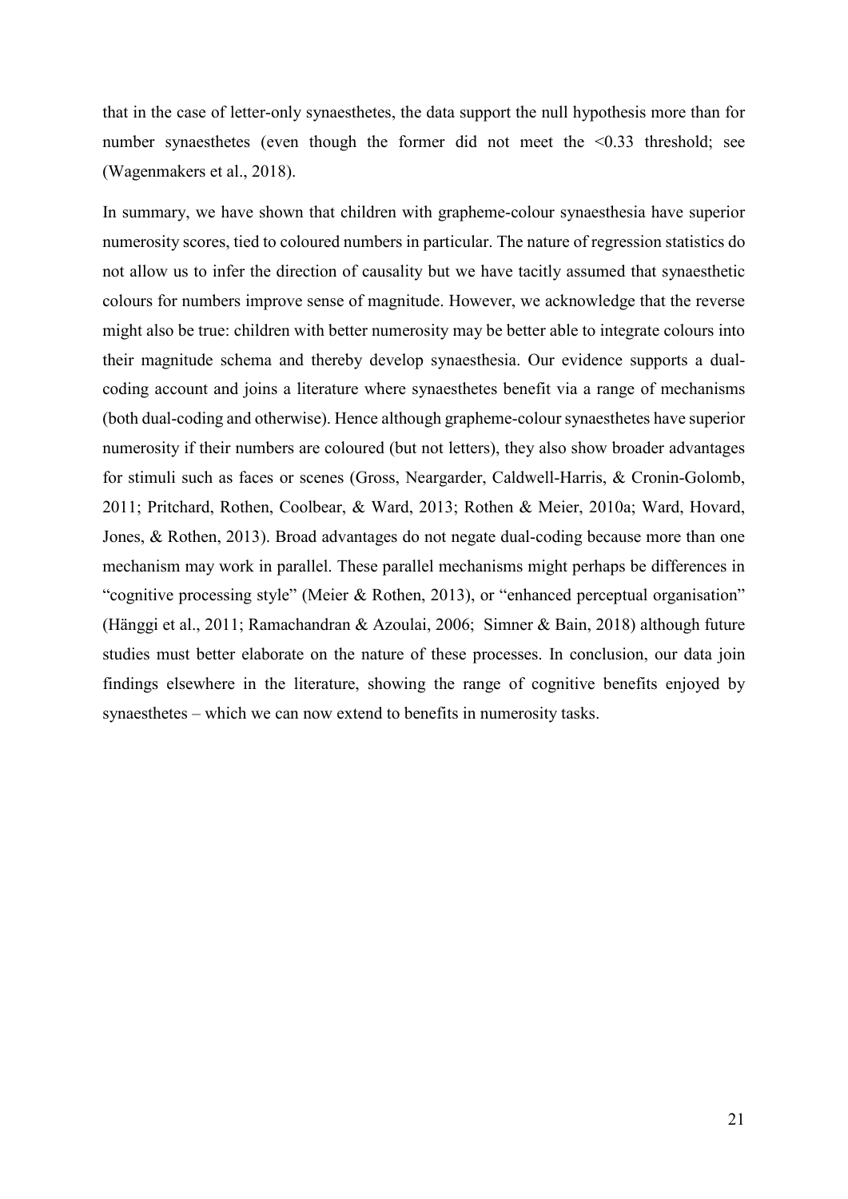that in the case of letter-only synaesthetes, the data support the null hypothesis more than for number synaesthetes (even though the former did not meet the <0.33 threshold; see (Wagenmakers et al., 2018).

In summary, we have shown that children with grapheme-colour synaesthesia have superior numerosity scores, tied to coloured numbers in particular. The nature of regression statistics do not allow us to infer the direction of causality but we have tacitly assumed that synaesthetic colours for numbers improve sense of magnitude. However, we acknowledge that the reverse might also be true: children with better numerosity may be better able to integrate colours into their magnitude schema and thereby develop synaesthesia. Our evidence supports a dual-coding account and joins a literature where synaesthetes benefit via a range of mechanisms (both dual-coding and otherwise). Hence although grapheme-colour synaesthetes have superior numerosity if their numbers are coloured (but not letters), they also show broader advantages for stimuli such as faces or scenes (Gross, Neargarder, Caldwell-Harris, & Cronin-Golomb, 2011; Pritchard, Rothen, Coolbear, & Ward, 2013; Rothen & Meier, 2010a; Ward, Hovard, Jones, & Rothen, 2013). Broad advantages do not negate dual-coding because more than one mechanism may work in parallel. These parallel mechanisms might perhaps be differences in "cognitive processing style" (Meier & Rothen, 2013), or "enhanced perceptual organisation" (Hänggi et al., 2011; Ramachandran & Azoulai, 2006; Simner & Bain, 2018) although future studies must better elaborate on the nature of these processes. In conclusion, our data join findings elsewhere in the literature, showing the range of cognitive benefits enjoyed by synaesthetes – which we can now extend to benefits in numerosity tasks.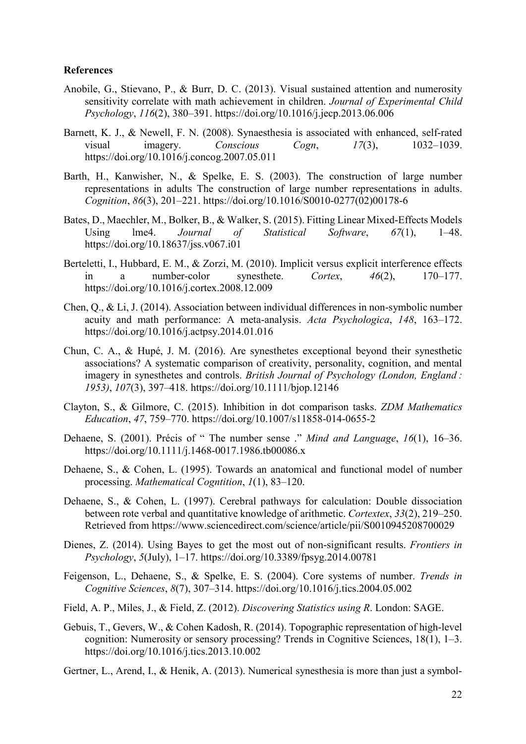**References**

Anobile, G., Stievano, P., & Burr, D. C. (2013). Visual sustained attention and numerosity sensitivity correlate with math achievement in children. *Journal of Experimental Child Psychology*, *116*(2), 380–391. https://doi.org/10.1016/j.jecp.2013.06.006

Barnett, K. J., & Newell, F. N. (2008). Synaesthesia is associated with enhanced, self-rated visual imagery. *Conscious Cogn*, *17*(3), 1032–1039. https://doi.org/10.1016/j.concog.2007.05.011

Barth, H., Kanwisher, N., & Spelke, E. S. (2003). The construction of large number representations in adults The construction of large number representations in adults. *Cognition*, *86*(3), 201–221. https://doi.org/10.1016/S0010-0277(02)00178-6

Bates, D., Maechler, M., Bolker, B., & Walker, S. (2015). Fitting Linear Mixed-Effects Models Using lme4. *Journal of Statistical Software*, *67*(1), 1–48. https://doi.org/10.18637/jss.v067.i01

Berteletti, I., Hubbard, E. M., & Zorzi, M. (2010). Implicit versus explicit interference effects in a number-color synesthete. *Cortex*, *46*(2), 170–177. https://doi.org/10.1016/j.cortex.2008.12.009

Chen, Q., & Li, J. (2014). Association between individual differences in non-symbolic number acuity and math performance: A meta-analysis. *Acta Psychologica*, *148*, 163–172. https://doi.org/10.1016/j.actpsy.2014.01.016

Chun, C. A., & Hupé, J. M. (2016). Are synesthetes exceptional beyond their synesthetic associations? A systematic comparison of creativity, personality, cognition, and mental imagery in synesthetes and controls. *British Journal of Psychology (London, England : 1953)*, *107*(3), 397–418. https://doi.org/10.1111/bjop.12146

Clayton, S., & Gilmore, C. (2015). Inhibition in dot comparison tasks. *ZDM Mathematics Education*, *47*, 759–770. https://doi.org/10.1007/s11858-014-0655-2

Dehaene, S. (2001). Précis of " The number sense ." *Mind and Language*, *16*(1), 16–36. https://doi.org/10.1111/j.1468-0017.1986.tb00086.x

Dehaene, S., & Cohen, L. (1995). Towards an anatomical and functional model of number processing. *Mathematical Cogntition*, *1*(1), 83–120.

Dehaene, S., & Cohen, L. (1997). Cerebral pathways for calculation: Double dissociation between rote verbal and quantitative knowledge of arithmetic. *Cortextex*, *33*(2), 219–250. Retrieved from https://www.sciencedirect.com/science/article/pii/S0010945208700029

Dienes, Z. (2014). Using Bayes to get the most out of non-significant results. *Frontiers in Psychology*, *5*(July), 1–17. https://doi.org/10.3389/fpsyg.2014.00781

Feigenson, L., Dehaene, S., & Spelke, E. S. (2004). Core systems of number. *Trends in Cognitive Sciences*, *8*(7), 307–314. https://doi.org/10.1016/j.tics.2004.05.002

Field, A. P., Miles, J., & Field, Z. (2012). *Discovering Statistics using R*. London: SAGE.

Gebuis, T., Gevers, W., & Cohen Kadosh, R. (2014). Topographic representation of high-level cognition: Numerosity or sensory processing? Trends in Cognitive Sciences, 18(1), 1–3. https://doi.org/10.1016/j.tics.2013.10.002

Gertner, L., Arend, I., & Henik, A. (2013). Numerical synesthesia is more than just a symbol-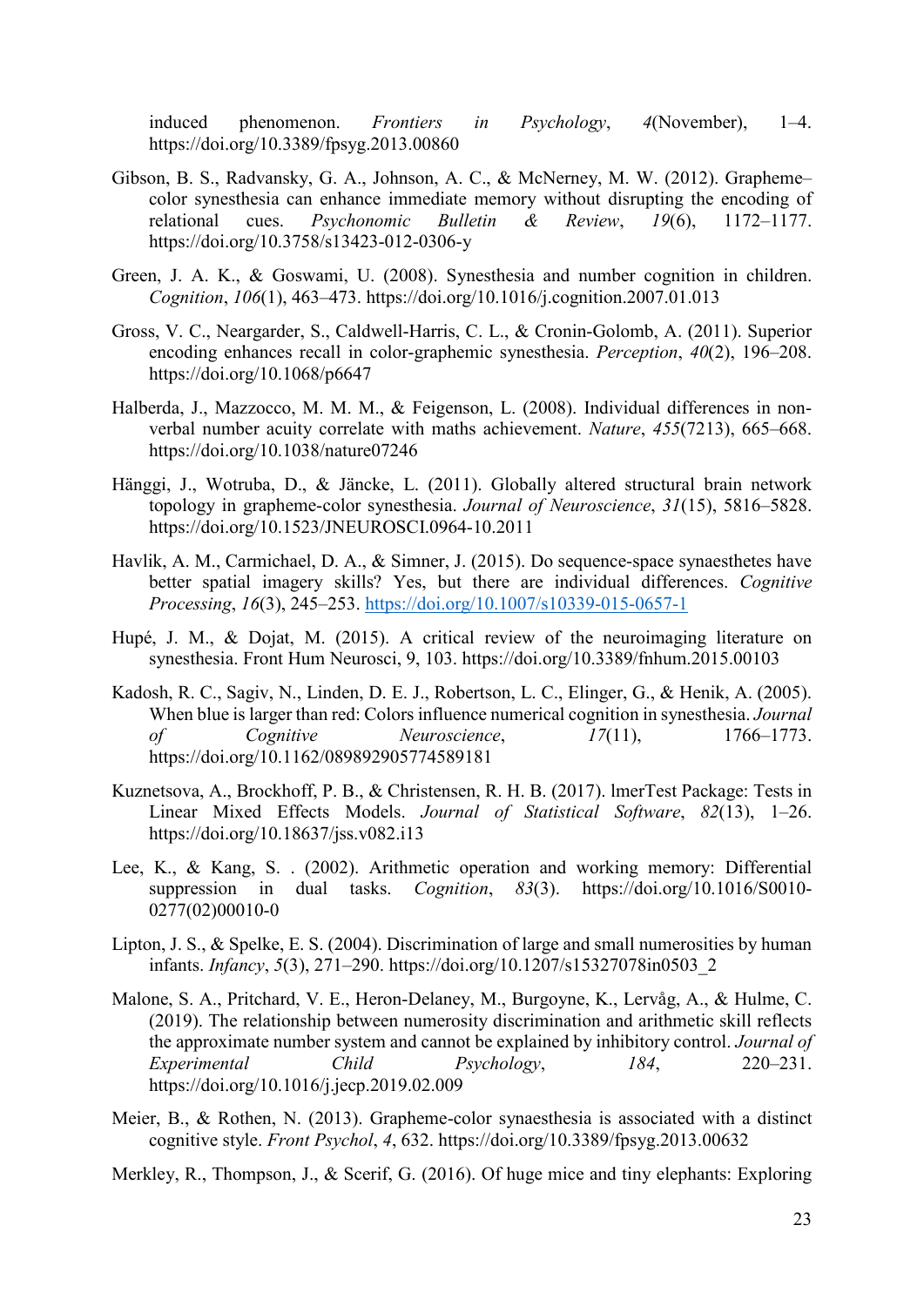induced phenomenon. *Frontiers in Psychology*, *4*(November), 1–4. https://doi.org/10.3389/fpsyg.2013.00860

Gibson, B. S., Radvansky, G. A., Johnson, A. C., & McNerney, M. W. (2012). Grapheme–color synesthesia can enhance immediate memory without disrupting the encoding of relational cues. *Psychonomic Bulletin & Review*, *19*(6), 1172–1177. https://doi.org/10.3758/s13423-012-0306-y

Green, J. A. K., & Goswami, U. (2008). Synesthesia and number cognition in children. *Cognition*, *106*(1), 463–473. https://doi.org/10.1016/j.cognition.2007.01.013

Gross, V. C., Neargarder, S., Caldwell-Harris, C. L., & Cronin-Golomb, A. (2011). Superior encoding enhances recall in color-graphemic synesthesia. *Perception*, *40*(2), 196–208. https://doi.org/10.1068/p6647

Halberda, J., Mazzocco, M. M. M., & Feigenson, L. (2008). Individual differences in non-verbal number acuity correlate with maths achievement. *Nature*, *455*(7213), 665–668. https://doi.org/10.1038/nature07246

Hänggi, J., Wotruba, D., & Jäncke, L. (2011). Globally altered structural brain network topology in grapheme-color synesthesia. *Journal of Neuroscience*, *31*(15), 5816–5828. https://doi.org/10.1523/JNEUROSCI.0964-10.2011

Havlik, A. M., Carmichael, D. A., & Simner, J. (2015). Do sequence-space synaesthetes have better spatial imagery skills? Yes, but there are individual differences. *Cognitive Processing*, *16*(3), 245–253. https://doi.org/10.1007/s10339-015-0657-1

Hupé, J. M., & Dojat, M. (2015). A critical review of the neuroimaging literature on synesthesia. Front Hum Neurosci, 9, 103. https://doi.org/10.3389/fnhum.2015.00103

Kadosh, R. C., Sagiv, N., Linden, D. E. J., Robertson, L. C., Elinger, G., & Henik, A. (2005). When blue is larger than red: Colors influence numerical cognition in synesthesia. *Journal of Cognitive Neuroscience*, *17*(11), 1766–1773. https://doi.org/10.1162/089892905774589181

Kuznetsova, A., Brockhoff, P. B., & Christensen, R. H. B. (2017). lmerTest Package: Tests in Linear Mixed Effects Models. *Journal of Statistical Software*, *82*(13), 1–26. https://doi.org/10.18637/jss.v082.i13

Lee, K., & Kang, S. . (2002). Arithmetic operation and working memory: Differential suppression in dual tasks. *Cognition*, *83*(3). https://doi.org/10.1016/S0010-0277(02)00010-0

Lipton, J. S., & Spelke, E. S. (2004). Discrimination of large and small numerosities by human infants. *Infancy*, *5*(3), 271–290. https://doi.org/10.1207/s15327078in0503_2

Malone, S. A., Pritchard, V. E., Heron-Delaney, M., Burgoyne, K., Lervåg, A., & Hulme, C. (2019). The relationship between numerosity discrimination and arithmetic skill reflects the approximate number system and cannot be explained by inhibitory control. *Journal of Experimental Child Psychology*, *184*, 220–231. https://doi.org/10.1016/j.jecp.2019.02.009

Meier, B., & Rothen, N. (2013). Grapheme-color synaesthesia is associated with a distinct cognitive style. *Front Psychol*, *4*, 632. https://doi.org/10.3389/fpsyg.2013.00632

Merkley, R., Thompson, J., & Scerif, G. (2016). Of huge mice and tiny elephants: Exploring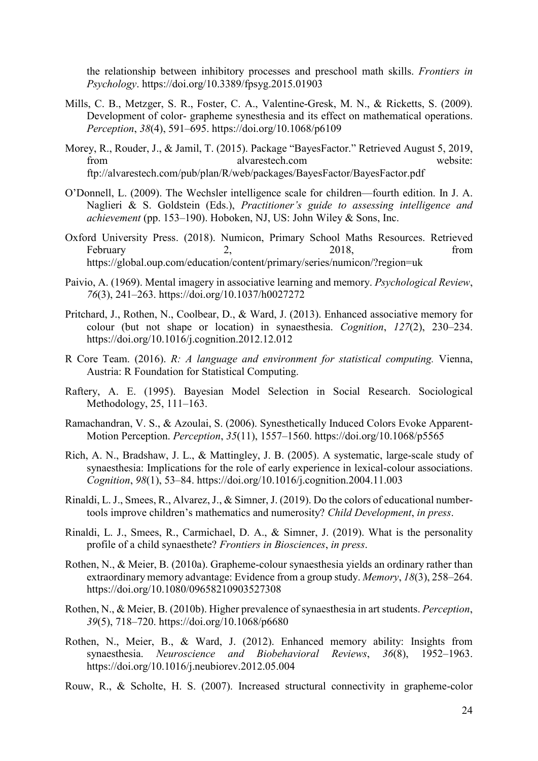the relationship between inhibitory processes and preschool math skills. *Frontiers in Psychology*. https://doi.org/10.3389/fpsyg.2015.01903

Mills, C. B., Metzger, S. R., Foster, C. A., Valentine-Gresk, M. N., & Ricketts, S. (2009). Development of color- grapheme synesthesia and its effect on mathematical operations. *Perception*, *38*(4), 591–695. https://doi.org/10.1068/p6109

Morey, R., Rouder, J., & Jamil, T. (2015). Package "BayesFactor." Retrieved August 5, 2019, from alvarestech.com website: ftp://alvarestech.com/pub/plan/R/web/packages/BayesFactor/BayesFactor.pdf

O'Donnell, L. (2009). The Wechsler intelligence scale for children—fourth edition. In J. A. Naglieri & S. Goldstein (Eds.), *Practitioner's guide to assessing intelligence and achievement* (pp. 153–190). Hoboken, NJ, US: John Wiley & Sons, Inc.

Oxford University Press. (2018). Numicon, Primary School Maths Resources. Retrieved February 2, 2018, from https://global.oup.com/education/content/primary/series/numicon/?region=uk

Paivio, A. (1969). Mental imagery in associative learning and memory. *Psychological Review*, *76*(3), 241–263. https://doi.org/10.1037/h0027272

Pritchard, J., Rothen, N., Coolbear, D., & Ward, J. (2013). Enhanced associative memory for colour (but not shape or location) in synaesthesia. *Cognition*, *127*(2), 230–234. https://doi.org/10.1016/j.cognition.2012.12.012

R Core Team. (2016). *R: A language and environment for statistical computing.* Vienna, Austria: R Foundation for Statistical Computing.

Raftery, A. E. (1995). Bayesian Model Selection in Social Research. Sociological Methodology, 25, 111–163.

Ramachandran, V. S., & Azoulai, S. (2006). Synesthetically Induced Colors Evoke Apparent-Motion Perception. *Perception*, *35*(11), 1557–1560. https://doi.org/10.1068/p5565

Rich, A. N., Bradshaw, J. L., & Mattingley, J. B. (2005). A systematic, large-scale study of synaesthesia: Implications for the role of early experience in lexical-colour associations. *Cognition*, *98*(1), 53–84. https://doi.org/10.1016/j.cognition.2004.11.003

Rinaldi, L. J., Smees, R., Alvarez, J., & Simner, J. (2019). Do the colors of educational number-tools improve children's mathematics and numerosity? *Child Development*, *in press*.

Rinaldi, L. J., Smees, R., Carmichael, D. A., & Simner, J. (2019). What is the personality profile of a child synaesthete? *Frontiers in Biosciences*, *in press*.

Rothen, N., & Meier, B. (2010a). Grapheme-colour synaesthesia yields an ordinary rather than extraordinary memory advantage: Evidence from a group study. *Memory*, *18*(3), 258–264. https://doi.org/10.1080/09658210903527308

Rothen, N., & Meier, B. (2010b). Higher prevalence of synaesthesia in art students. *Perception*, *39*(5), 718–720. https://doi.org/10.1068/p6680

Rothen, N., Meier, B., & Ward, J. (2012). Enhanced memory ability: Insights from synaesthesia. *Neuroscience and Biobehavioral Reviews*, *36*(8), 1952–1963. https://doi.org/10.1016/j.neubiorev.2012.05.004

Rouw, R., & Scholte, H. S. (2007). Increased structural connectivity in grapheme-color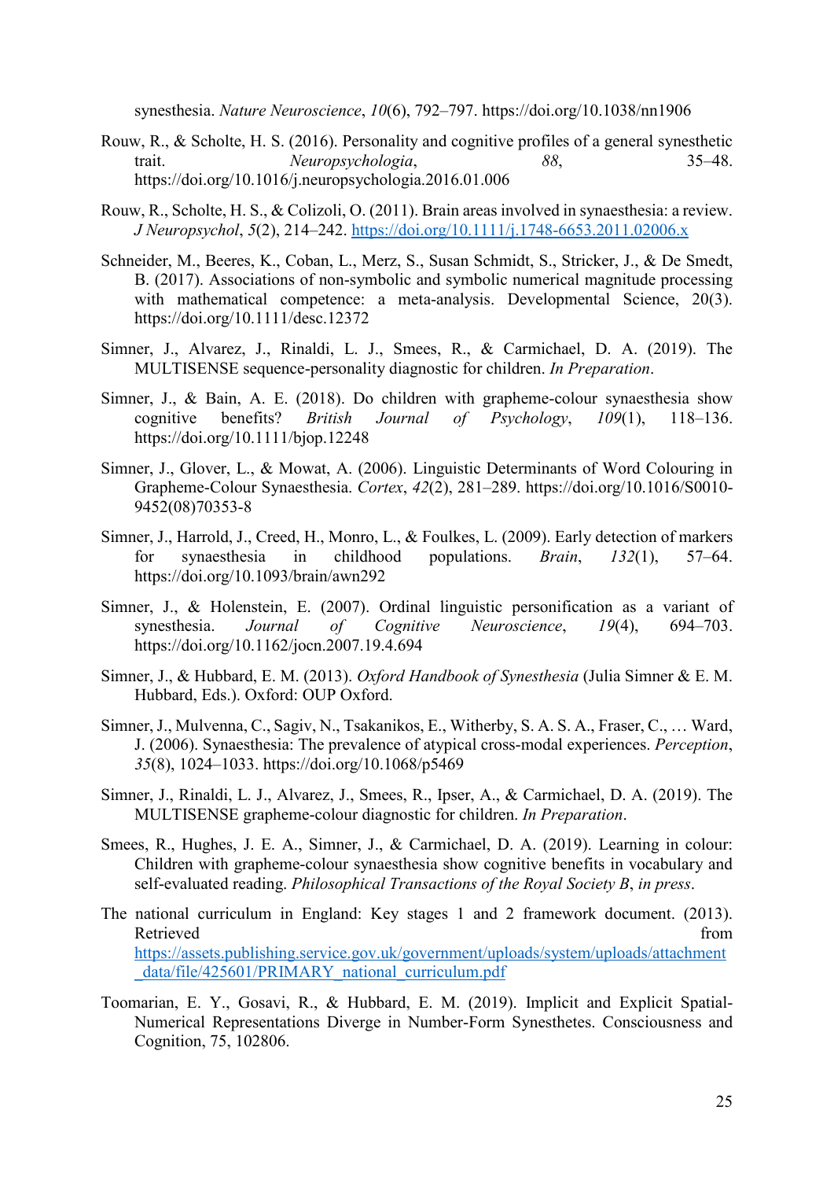synesthesia. *Nature Neuroscience*, *10*(6), 792–797. https://doi.org/10.1038/nn1906

Rouw, R., & Scholte, H. S. (2016). Personality and cognitive profiles of a general synesthetic trait. *Neuropsychologia*, *88*, 35–48. https://doi.org/10.1016/j.neuropsychologia.2016.01.006

Rouw, R., Scholte, H. S., & Colizoli, O. (2011). Brain areas involved in synaesthesia: a review. *J Neuropsychol*, *5*(2), 214–242. https://doi.org/10.1111/j.1748-6653.2011.02006.x

Schneider, M., Beeres, K., Coban, L., Merz, S., Susan Schmidt, S., Stricker, J., & De Smedt, B. (2017). Associations of non-symbolic and symbolic numerical magnitude processing with mathematical competence: a meta-analysis. Developmental Science, 20(3). https://doi.org/10.1111/desc.12372

Simner, J., Alvarez, J., Rinaldi, L. J., Smees, R., & Carmichael, D. A. (2019). The MULTISENSE sequence-personality diagnostic for children. *In Preparation*.

Simner, J., & Bain, A. E. (2018). Do children with grapheme-colour synaesthesia show cognitive benefits? *British Journal of Psychology*, *109*(1), 118–136. https://doi.org/10.1111/bjop.12248

Simner, J., Glover, L., & Mowat, A. (2006). Linguistic Determinants of Word Colouring in Grapheme-Colour Synaesthesia. *Cortex*, *42*(2), 281–289. https://doi.org/10.1016/S0010-9452(08)70353-8

Simner, J., Harrold, J., Creed, H., Monro, L., & Foulkes, L. (2009). Early detection of markers for synaesthesia in childhood populations. *Brain*, *132*(1), 57–64. https://doi.org/10.1093/brain/awn292

Simner, J., & Holenstein, E. (2007). Ordinal linguistic personification as a variant of synesthesia. *Journal of Cognitive Neuroscience*, *19*(4), 694–703. https://doi.org/10.1162/jocn.2007.19.4.694

Simner, J., & Hubbard, E. M. (2013). *Oxford Handbook of Synesthesia* (Julia Simner & E. M. Hubbard, Eds.). Oxford: OUP Oxford.

Simner, J., Mulvenna, C., Sagiv, N., Tsakanikos, E., Witherby, S. A. S. A., Fraser, C., … Ward, J. (2006). Synaesthesia: The prevalence of atypical cross-modal experiences. *Perception*, *35*(8), 1024–1033. https://doi.org/10.1068/p5469

Simner, J., Rinaldi, L. J., Alvarez, J., Smees, R., Ipser, A., & Carmichael, D. A. (2019). The MULTISENSE grapheme-colour diagnostic for children. *In Preparation*.

Smees, R., Hughes, J. E. A., Simner, J., & Carmichael, D. A. (2019). Learning in colour: Children with grapheme-colour synaesthesia show cognitive benefits in vocabulary and self-evaluated reading. *Philosophical Transactions of the Royal Society B*, *in press*.

The national curriculum in England: Key stages 1 and 2 framework document. (2013). Retrieved from https://assets.publishing.service.gov.uk/government/uploads/system/uploads/attachment_data/file/425601/PRIMARY_national_curriculum.pdf

Toomarian, E. Y., Gosavi, R., & Hubbard, E. M. (2019). Implicit and Explicit Spatial-Numerical Representations Diverge in Number-Form Synesthetes. Consciousness and Cognition, 75, 102806.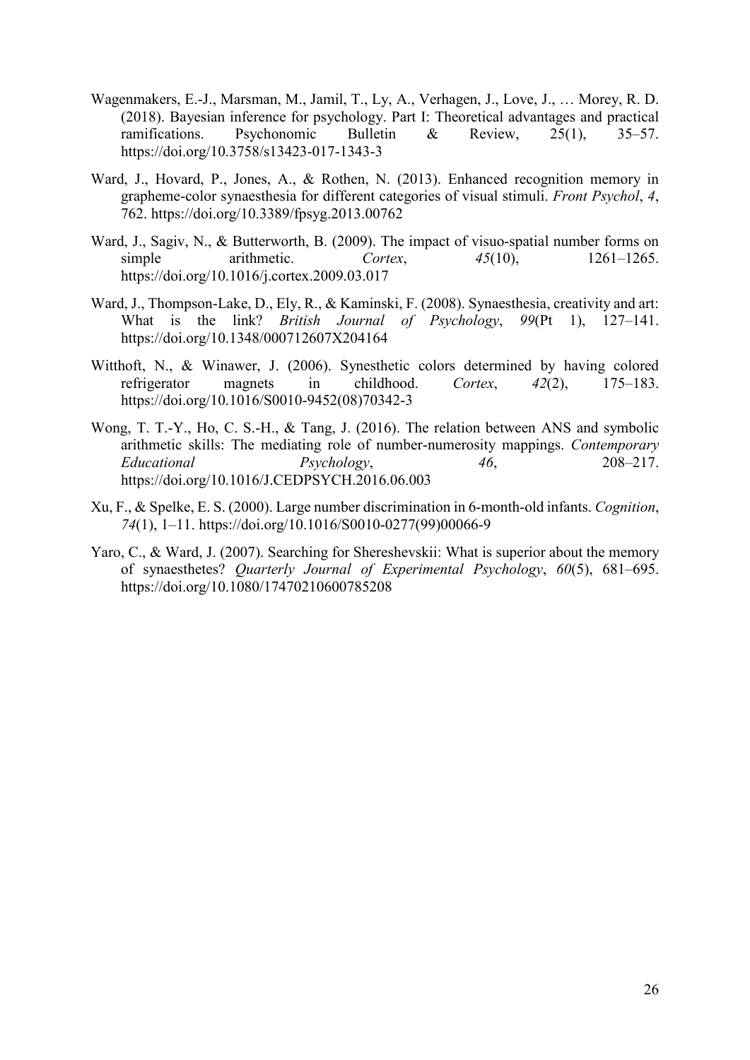Wagenmakers, E.-J., Marsman, M., Jamil, T., Ly, A., Verhagen, J., Love, J., … Morey, R. D. (2018). Bayesian inference for psychology. Part I: Theoretical advantages and practical ramifications. Psychonomic Bulletin & Review, 25(1), 35–57. https://doi.org/10.3758/s13423-017-1343-3

Ward, J., Hovard, P., Jones, A., & Rothen, N. (2013). Enhanced recognition memory in grapheme-color synaesthesia for different categories of visual stimuli. *Front Psychol*, *4*, 762. https://doi.org/10.3389/fpsyg.2013.00762

Ward, J., Sagiv, N., & Butterworth, B. (2009). The impact of visuo-spatial number forms on simple arithmetic. *Cortex*, *45*(10), 1261–1265. https://doi.org/10.1016/j.cortex.2009.03.017

Ward, J., Thompson-Lake, D., Ely, R., & Kaminski, F. (2008). Synaesthesia, creativity and art: What is the link? *British Journal of Psychology*, *99*(Pt 1), 127–141. https://doi.org/10.1348/000712607X204164

Witthoft, N., & Winawer, J. (2006). Synesthetic colors determined by having colored refrigerator magnets in childhood. *Cortex*, *42*(2), 175–183. https://doi.org/10.1016/S0010-9452(08)70342-3

Wong, T. T.-Y., Ho, C. S.-H., & Tang, J. (2016). The relation between ANS and symbolic arithmetic skills: The mediating role of number-numerosity mappings. *Contemporary Educational Psychology*, *46*, 208–217. https://doi.org/10.1016/J.CEDPSYCH.2016.06.003

Xu, F., & Spelke, E. S. (2000). Large number discrimination in 6-month-old infants. *Cognition*, *74*(1), 1–11. https://doi.org/10.1016/S0010-0277(99)00066-9

Yaro, C., & Ward, J. (2007). Searching for Shereshevskii: What is superior about the memory of synaesthetes? *Quarterly Journal of Experimental Psychology*, *60*(5), 681–695. https://doi.org/10.1080/17470210600785208